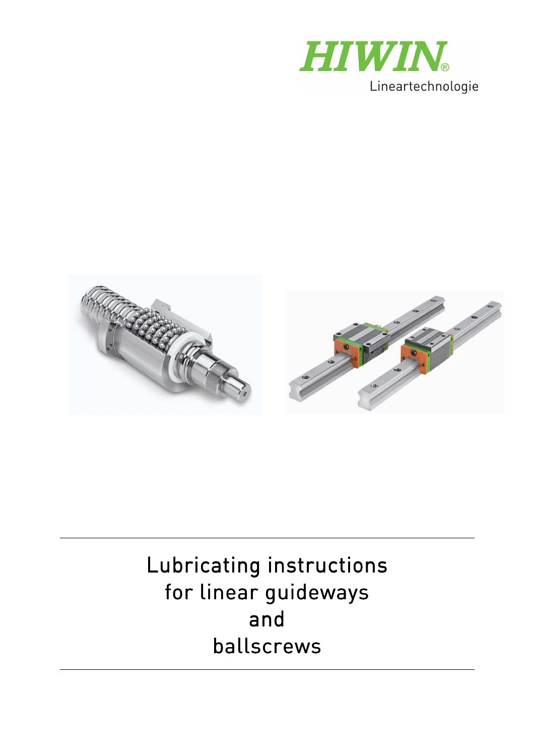HIWIN®

Lineartechnologie

# Lubricating instructions for linear guideways and ballscrews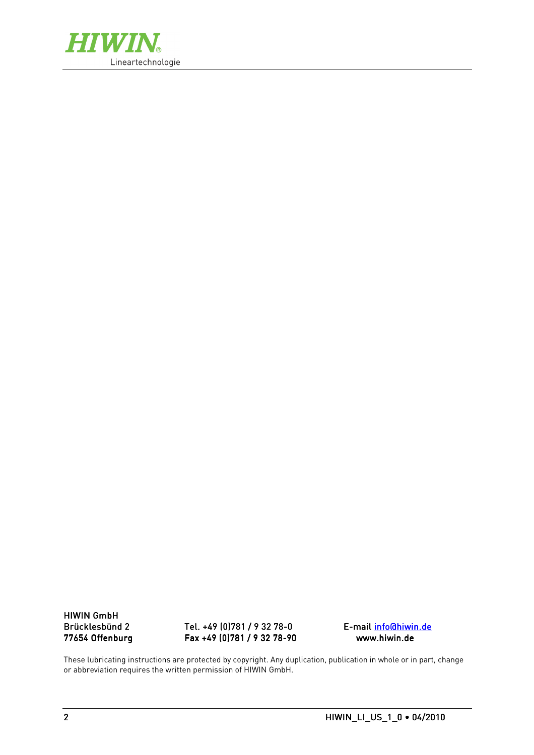HIWIN GmbH
Brücklesbünd 2
77654 Offenburg

Tel. +49 (0)781 / 9 32 78-0
Fax +49 (0)781 / 9 32 78-90

E-mail info@hiwin.de
www.hiwin.de

These lubricating instructions are protected by copyright. Any duplication, publication in whole or in part, change or abbreviation requires the written permission of HIWIN GmbH.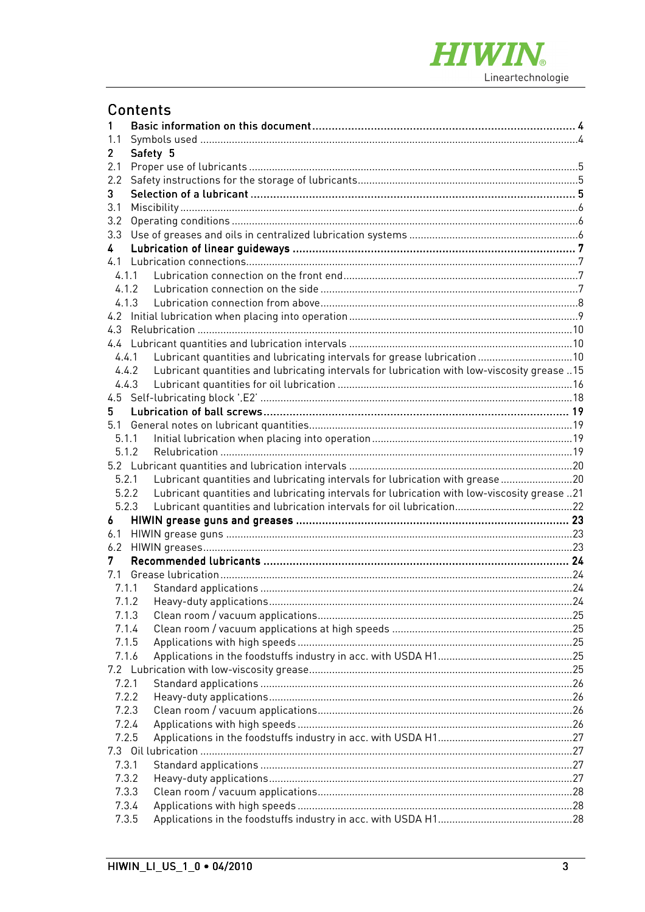# Contents

**1 Basic information on this document** ..... 4
1.1 Symbols used ..... 4
**2 Safety 5**
2.1 Proper use of lubricants ..... 5
2.2 Safety instructions for the storage of lubricants ..... 5
**3 Selection of a lubricant** ..... 5
3.1 Miscibility ..... 6
3.2 Operating conditions ..... 6
3.3 Use of greases and oils in centralized lubrication systems ..... 6
**4 Lubrication of linear guideways** ..... 7
4.1 Lubrication connections ..... 7
 4.1.1 Lubrication connection on the front end ..... 7
 4.1.2 Lubrication connection on the side ..... 7
 4.1.3 Lubrication connection from above ..... 8
4.2 Initial lubrication when placing into operation ..... 9
4.3 Relubrication ..... 10
4.4 Lubricant quantities and lubrication intervals ..... 10
 4.4.1 Lubricant quantities and lubricating intervals for grease lubrication ..... 10
 4.4.2 Lubricant quantities and lubricating intervals for lubrication with low-viscosity grease ..... 15
 4.4.3 Lubricant quantities for oil lubrication ..... 16
4.5 Self-lubricating block ',E2' ..... 18
**5 Lubrication of ball screws** ..... 19
5.1 General notes on lubricant quantities ..... 19
 5.1.1 Initial lubrication when placing into operation ..... 19
 5.1.2 Relubrication ..... 19
5.2 Lubricant quantities and lubrication intervals ..... 20
 5.2.1 Lubricant quantities and lubricating intervals for lubrication with grease ..... 20
 5.2.2 Lubricant quantities and lubricating intervals for lubrication with low-viscosity grease ..... 21
 5.2.3 Lubricant quantities and lubrication intervals for oil lubrication ..... 22
**6 HIWIN grease guns and greases** ..... 23
6.1 HIWIN grease guns ..... 23
6.2 HIWIN greases ..... 23
**7 Recommended lubricants** ..... 24
7.1 Grease lubrication ..... 24
 7.1.1 Standard applications ..... 24
 7.1.2 Heavy-duty applications ..... 24
 7.1.3 Clean room / vacuum applications ..... 25
 7.1.4 Clean room / vacuum applications at high speeds ..... 25
 7.1.5 Applications with high speeds ..... 25
 7.1.6 Applications in the foodstuffs industry in acc. with USDA H1 ..... 25
7.2 Lubrication with low-viscosity grease ..... 25
 7.2.1 Standard applications ..... 26
 7.2.2 Heavy-duty applications ..... 26
 7.2.3 Clean room / vacuum applications ..... 26
 7.2.4 Applications with high speeds ..... 26
 7.2.5 Applications in the foodstuffs industry in acc. with USDA H1 ..... 27
7.3 Oil lubrication ..... 27
 7.3.1 Standard applications ..... 27
 7.3.2 Heavy-duty applications ..... 27
 7.3.3 Clean room / vacuum applications ..... 28
 7.3.4 Applications with high speeds ..... 28
 7.3.5 Applications in the foodstuffs industry in acc. with USDA H1 ..... 28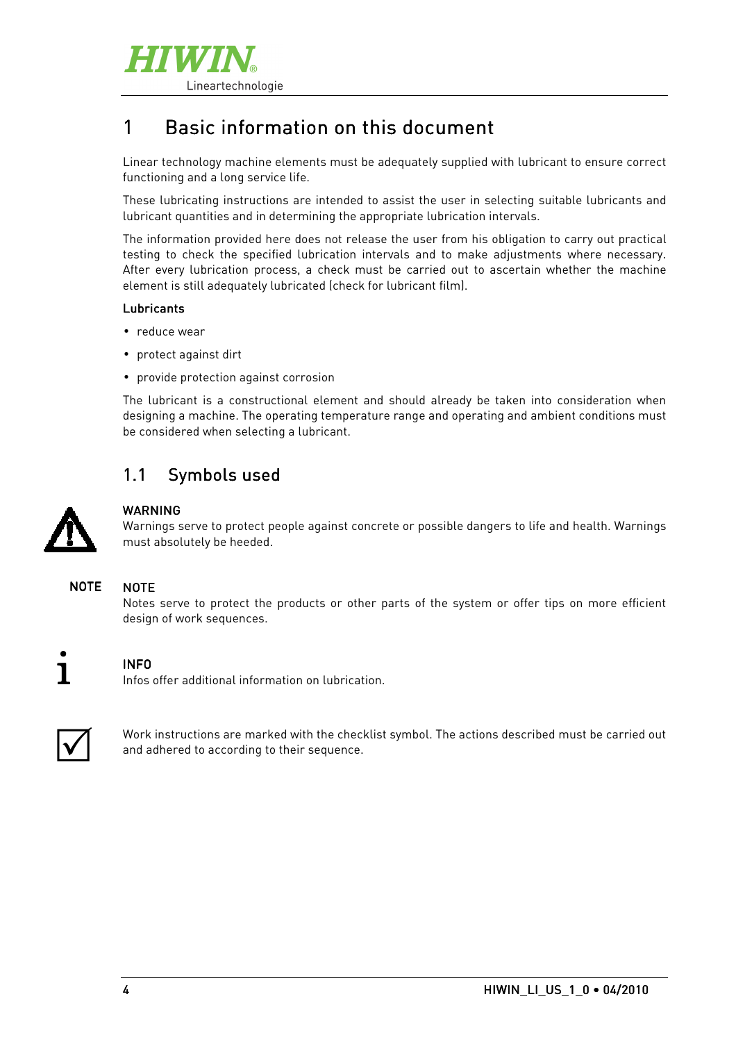# 1 Basic information on this document

Linear technology machine elements must be adequately supplied with lubricant to ensure correct functioning and a long service life.

These lubricating instructions are intended to assist the user in selecting suitable lubricants and lubricant quantities and in determining the appropriate lubrication intervals.

The information provided here does not release the user from his obligation to carry out practical testing to check the specified lubrication intervals and to make adjustments where necessary. After every lubrication process, a check must be carried out to ascertain whether the machine element is still adequately lubricated (check for lubricant film).

**Lubricants**

- reduce wear
- protect against dirt
- provide protection against corrosion

The lubricant is a constructional element and should already be taken into consideration when designing a machine. The operating temperature range and operating and ambient conditions must be considered when selecting a lubricant.

## 1.1 Symbols used

**WARNING**
Warnings serve to protect people against concrete or possible dangers to life and health. Warnings must absolutely be heeded.

NOTE

**NOTE**
Notes serve to protect the products or other parts of the system or offer tips on more efficient design of work sequences.

**INFO**
Infos offer additional information on lubrication.

Work instructions are marked with the checklist symbol. The actions described must be carried out and adhered to according to their sequence.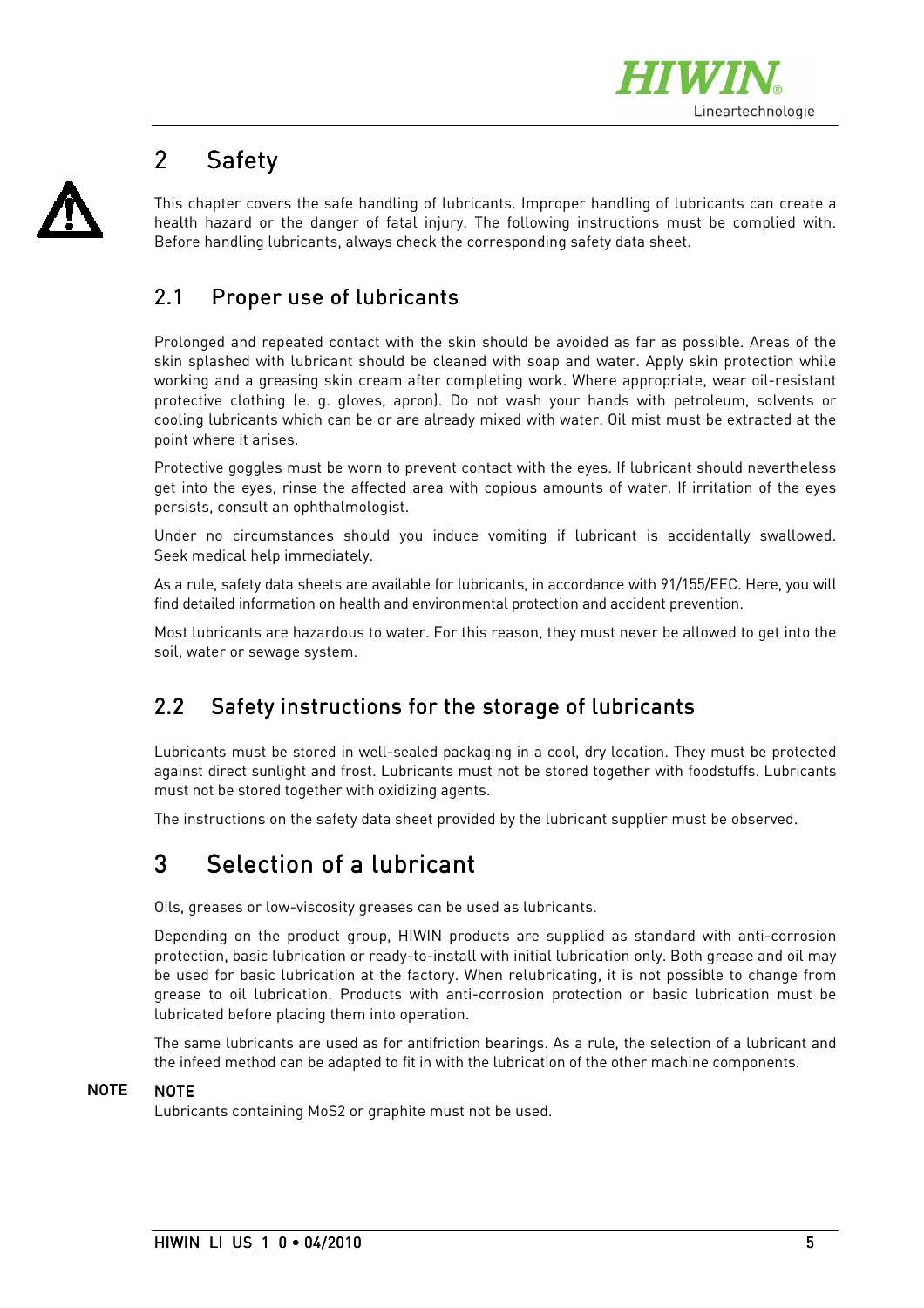# 2 Safety

This chapter covers the safe handling of lubricants. Improper handling of lubricants can create a health hazard or the danger of fatal injury. The following instructions must be complied with. Before handling lubricants, always check the corresponding safety data sheet.

## 2.1 Proper use of lubricants

Prolonged and repeated contact with the skin should be avoided as far as possible. Areas of the skin splashed with lubricant should be cleaned with soap and water. Apply skin protection while working and a greasing skin cream after completing work. Where appropriate, wear oil-resistant protective clothing (e. g. gloves, apron). Do not wash your hands with petroleum, solvents or cooling lubricants which can be or are already mixed with water. Oil mist must be extracted at the point where it arises.

Protective goggles must be worn to prevent contact with the eyes. If lubricant should nevertheless get into the eyes, rinse the affected area with copious amounts of water. If irritation of the eyes persists, consult an ophthalmologist.

Under no circumstances should you induce vomiting if lubricant is accidentally swallowed. Seek medical help immediately.

As a rule, safety data sheets are available for lubricants, in accordance with 91/155/EEC. Here, you will find detailed information on health and environmental protection and accident prevention.

Most lubricants are hazardous to water. For this reason, they must never be allowed to get into the soil, water or sewage system.

## 2.2 Safety instructions for the storage of lubricants

Lubricants must be stored in well-sealed packaging in a cool, dry location. They must be protected against direct sunlight and frost. Lubricants must not be stored together with foodstuffs. Lubricants must not be stored together with oxidizing agents.

The instructions on the safety data sheet provided by the lubricant supplier must be observed.

# 3 Selection of a lubricant

Oils, greases or low-viscosity greases can be used as lubricants.

Depending on the product group, HIWIN products are supplied as standard with anti-corrosion protection, basic lubrication or ready-to-install with initial lubrication only. Both grease and oil may be used for basic lubrication at the factory. When relubricating, it is not possible to change from grease to oil lubrication. Products with anti-corrosion protection or basic lubrication must be lubricated before placing them into operation.

The same lubricants are used as for antifriction bearings. As a rule, the selection of a lubricant and the infeed method can be adapted to fit in with the lubrication of the other machine components.

**NOTE**

**NOTE**
Lubricants containing $MoS_2$ or graphite must not be used.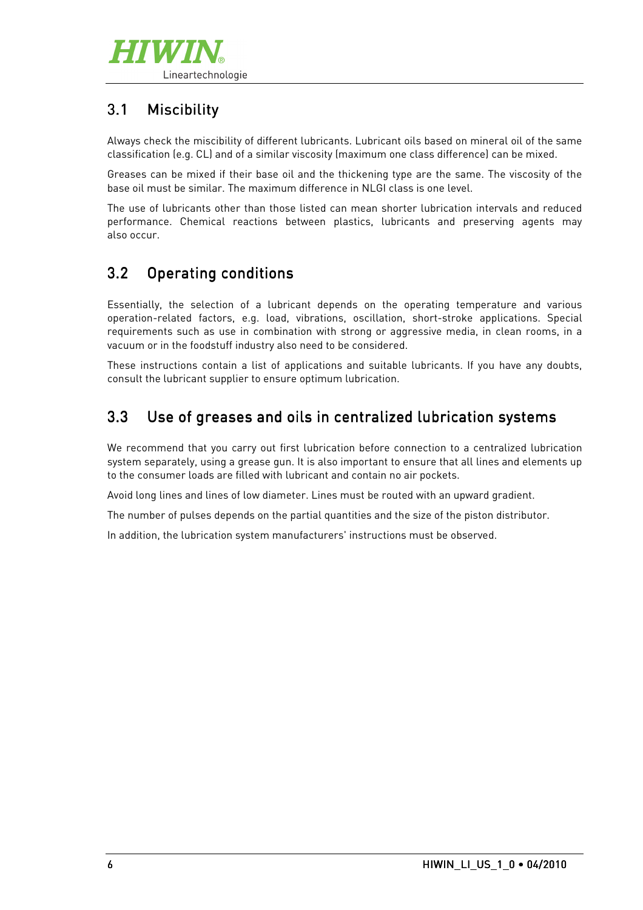## 3.1 Miscibility

Always check the miscibility of different lubricants. Lubricant oils based on mineral oil of the same classification (e.g. CL) and of a similar viscosity (maximum one class difference) can be mixed.

Greases can be mixed if their base oil and the thickening type are the same. The viscosity of the base oil must be similar. The maximum difference in NLGI class is one level.

The use of lubricants other than those listed can mean shorter lubrication intervals and reduced performance. Chemical reactions between plastics, lubricants and preserving agents may also occur.

## 3.2 Operating conditions

Essentially, the selection of a lubricant depends on the operating temperature and various operation-related factors, e.g. load, vibrations, oscillation, short-stroke applications. Special requirements such as use in combination with strong or aggressive media, in clean rooms, in a vacuum or in the foodstuff industry also need to be considered.

These instructions contain a list of applications and suitable lubricants. If you have any doubts, consult the lubricant supplier to ensure optimum lubrication.

## 3.3 Use of greases and oils in centralized lubrication systems

We recommend that you carry out first lubrication before connection to a centralized lubrication system separately, using a grease gun. It is also important to ensure that all lines and elements up to the consumer loads are filled with lubricant and contain no air pockets.

Avoid long lines and lines of low diameter. Lines must be routed with an upward gradient.

The number of pulses depends on the partial quantities and the size of the piston distributor.

In addition, the lubrication system manufacturers' instructions must be observed.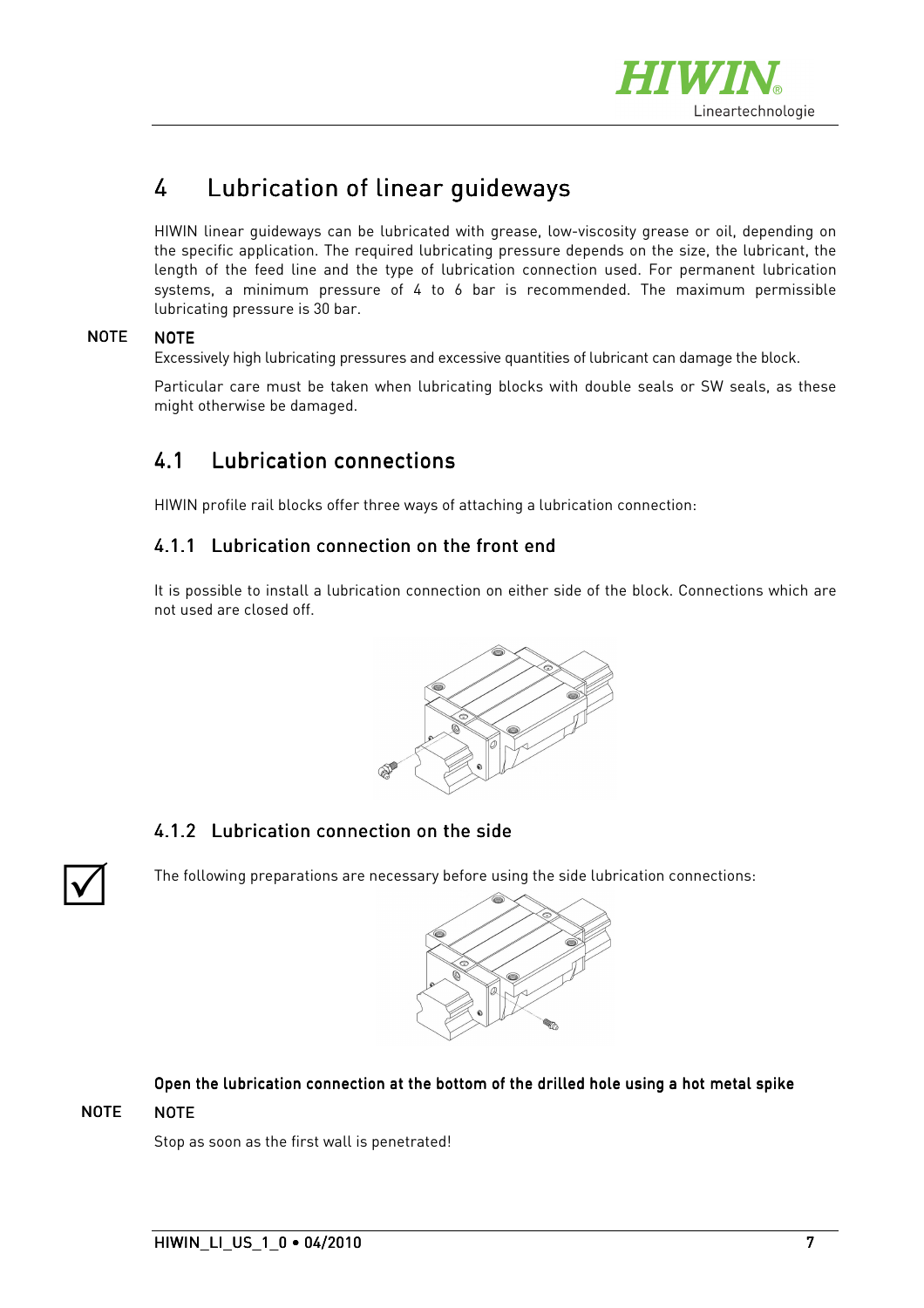# 4 Lubrication of linear guideways

HIWIN linear guideways can be lubricated with grease, low-viscosity grease or oil, depending on the specific application. The required lubricating pressure depends on the size, the lubricant, the length of the feed line and the type of lubrication connection used. For permanent lubrication systems, a minimum pressure of 4 to 6 bar is recommended. The maximum permissible lubricating pressure is 30 bar.

NOTE

**NOTE**

Excessively high lubricating pressures and excessive quantities of lubricant can damage the block.

Particular care must be taken when lubricating blocks with double seals or SW seals, as these might otherwise be damaged.

## 4.1 Lubrication connections

HIWIN profile rail blocks offer three ways of attaching a lubrication connection:

### 4.1.1 Lubrication connection on the front end

It is possible to install a lubrication connection on either side of the block. Connections which are not used are closed off.

### 4.1.2 Lubrication connection on the side

☑ The following preparations are necessary before using the side lubrication connections:

**Open the lubrication connection at the bottom of the drilled hole using a hot metal spike**

NOTE

**NOTE**

Stop as soon as the first wall is penetrated!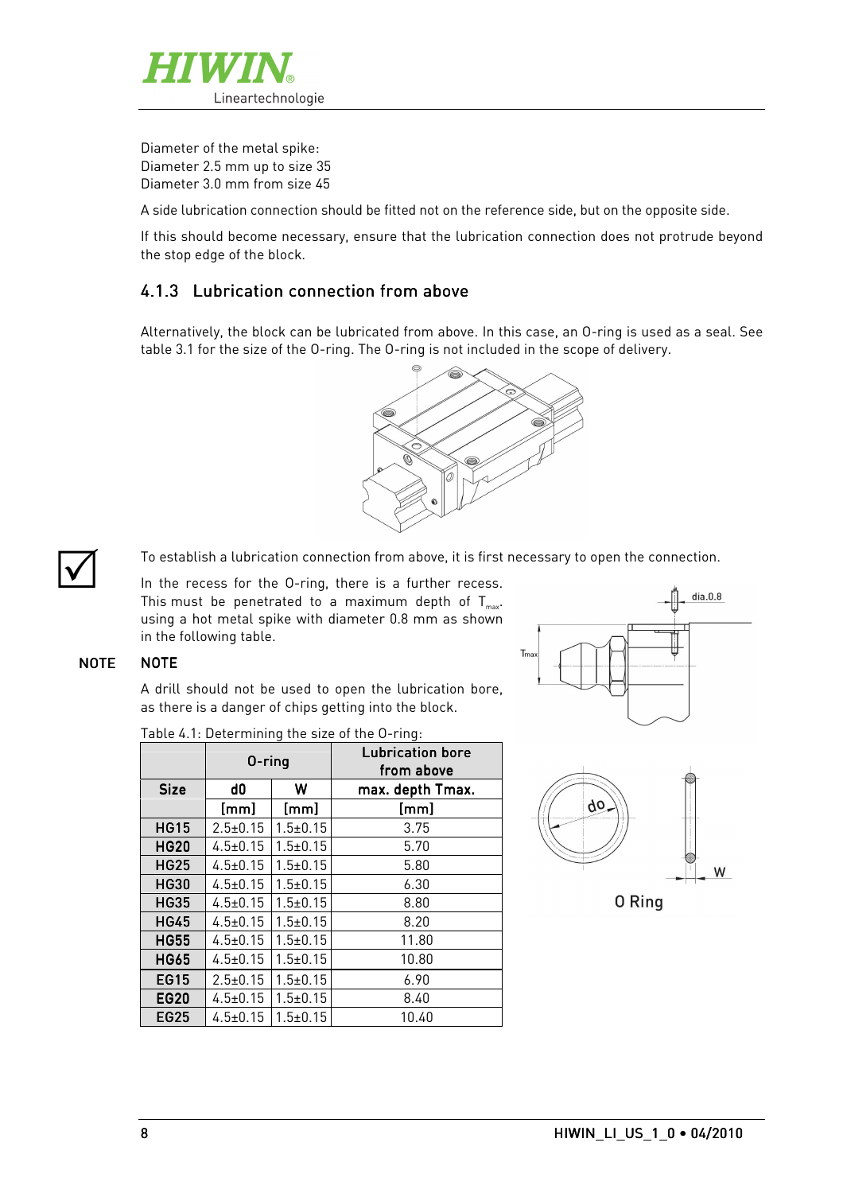Diameter of the metal spike:
Diameter 2.5 mm up to size 35
Diameter 3.0 mm from size 45

A side lubrication connection should be fitted not on the reference side, but on the opposite side.

If this should become necessary, ensure that the lubrication connection does not protrude beyond the stop edge of the block.

### 4.1.3 Lubrication connection from above

Alternatively, the block can be lubricated from above. In this case, an O-ring is used as a seal. See table 3.1 for the size of the O-ring. The O-ring is not included in the scope of delivery.

To establish a lubrication connection from above, it is first necessary to open the connection.

In the recess for the O-ring, there is a further recess. This must be penetrated to a maximum depth of $T_{max}$ using a hot metal spike with diameter 0.8 mm as shown in the following table.

**NOTE**

A drill should not be used to open the lubrication bore, as there is a danger of chips getting into the block.

Table 4.1: Determining the size of the O-ring:

| | O-ring | | Lubrication bore from above |
|---|---|---|---|
| **Size** | **d0** | **W** | **max. depth Tmax.** |
| | **[mm]** | **[mm]** | **[mm]** |
| **HG15** | 2.5±0.15 | 1.5±0.15 | 3.75 |
| **HG20** | 4.5±0.15 | 1.5±0.15 | 5.70 |
| **HG25** | 4.5±0.15 | 1.5±0.15 | 5.80 |
| **HG30** | 4.5±0.15 | 1.5±0.15 | 6.30 |
| **HG35** | 4.5±0.15 | 1.5±0.15 | 8.80 |
| **HG45** | 4.5±0.15 | 1.5±0.15 | 8.20 |
| **HG55** | 4.5±0.15 | 1.5±0.15 | 11.80 |
| **HG65** | 4.5±0.15 | 1.5±0.15 | 10.80 |
| **EG15** | 2.5±0.15 | 1.5±0.15 | 6.90 |
| **EG20** | 4.5±0.15 | 1.5±0.15 | 8.40 |
| **EG25** | 4.5±0.15 | 1.5±0.15 | 10.40 |

O Ring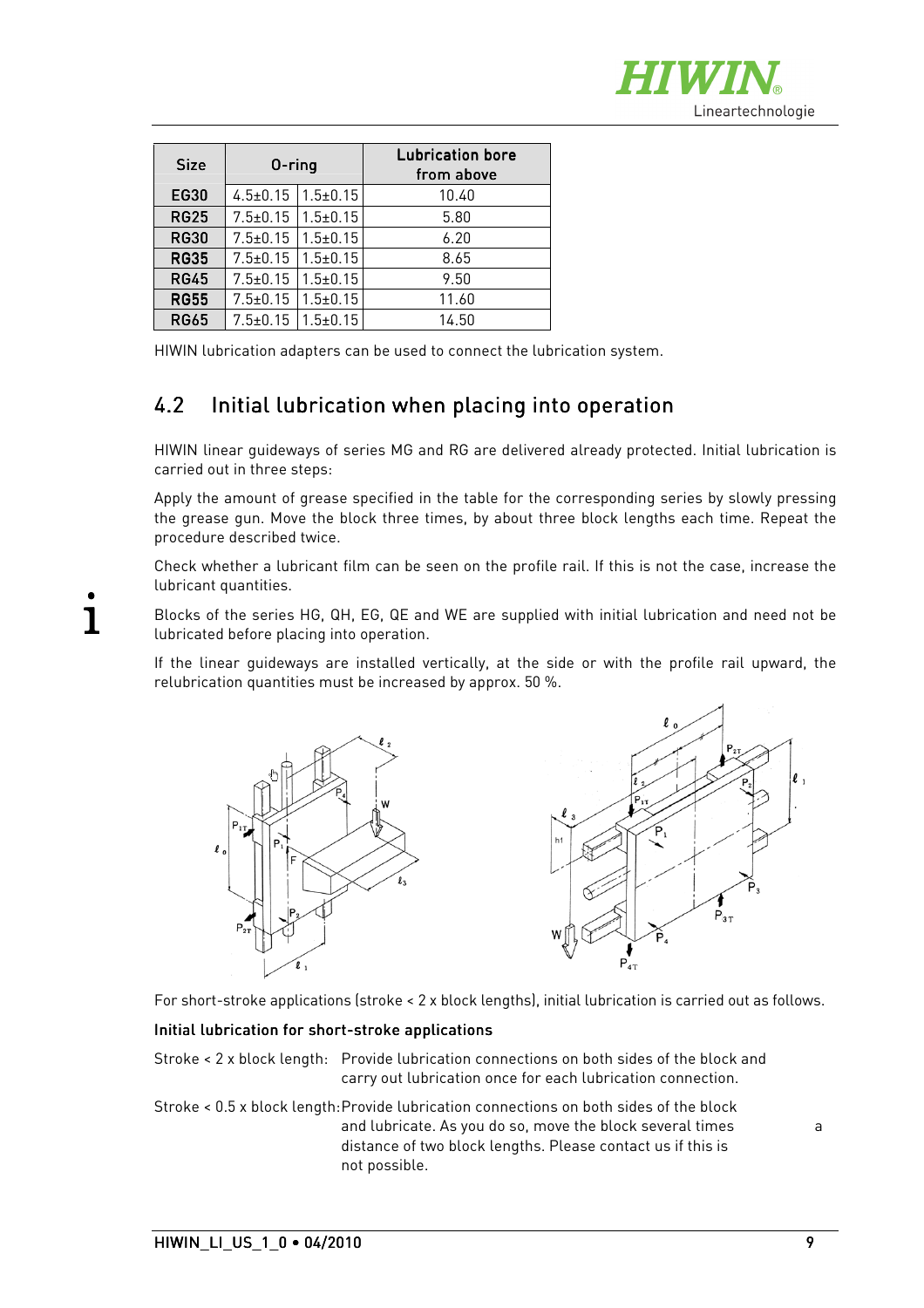| Size | O-ring | | Lubrication bore from above |
|---|---|---|---|
| EG30 | 4.5±0.15 | 1.5±0.15 | 10.40 |
| RG25 | 7.5±0.15 | 1.5±0.15 | 5.80 |
| RG30 | 7.5±0.15 | 1.5±0.15 | 6.20 |
| RG35 | 7.5±0.15 | 1.5±0.15 | 8.65 |
| RG45 | 7.5±0.15 | 1.5±0.15 | 9.50 |
| RG55 | 7.5±0.15 | 1.5±0.15 | 11.60 |
| RG65 | 7.5±0.15 | 1.5±0.15 | 14.50 |

HIWIN lubrication adapters can be used to connect the lubrication system.

## 4.2 Initial lubrication when placing into operation

HIWIN linear guideways of series MG and RG are delivered already protected. Initial lubrication is carried out in three steps:

Apply the amount of grease specified in the table for the corresponding series by slowly pressing the grease gun. Move the block three times, by about three block lengths each time. Repeat the procedure described twice.

Check whether a lubricant film can be seen on the profile rail. If this is not the case, increase the lubricant quantities.

Blocks of the series HG, QH, EG, QE and WE are supplied with initial lubrication and need not be lubricated before placing into operation.

If the linear guideways are installed vertically, at the side or with the profile rail upward, the relubrication quantities must be increased by approx. 50 %.

For short-stroke applications (stroke < 2 x block lengths), initial lubrication is carried out as follows.

**Initial lubrication for short-stroke applications**

Stroke < 2 x block length: Provide lubrication connections on both sides of the block and carry out lubrication once for each lubrication connection.

Stroke < 0.5 x block length: Provide lubrication connections on both sides of the block and lubricate. As you do so, move the block several times a distance of two block lengths. Please contact us if this is not possible.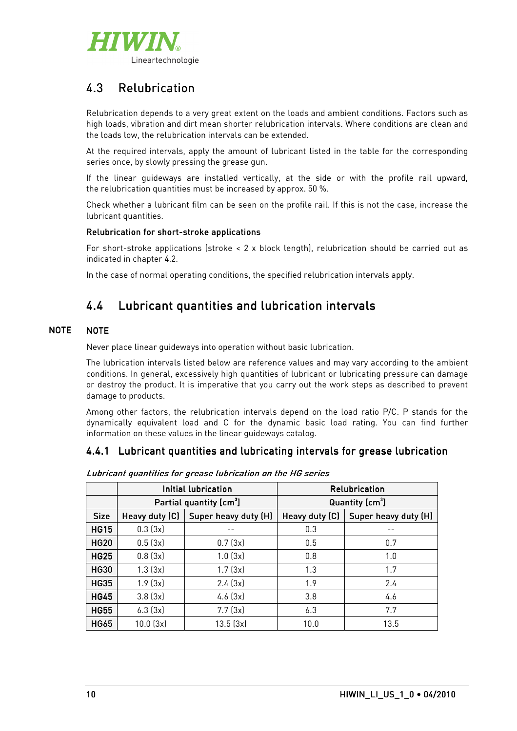## 4.3 Relubrication

Relubrication depends to a very great extent on the loads and ambient conditions. Factors such as high loads, vibration and dirt mean shorter relubrication intervals. Where conditions are clean and the loads low, the relubrication intervals can be extended.

At the required intervals, apply the amount of lubricant listed in the table for the corresponding series once, by slowly pressing the grease gun.

If the linear guideways are installed vertically, at the side or with the profile rail upward, the relubrication quantities must be increased by approx. 50 %.

Check whether a lubricant film can be seen on the profile rail. If this is not the case, increase the lubricant quantities.

**Relubrication for short-stroke applications**

For short-stroke applications (stroke < 2 x block length), relubrication should be carried out as indicated in chapter 4.2.

In the case of normal operating conditions, the specified relubrication intervals apply.

## 4.4 Lubricant quantities and lubrication intervals

**NOTE**

**NOTE**

Never place linear guideways into operation without basic lubrication.

The lubrication intervals listed below are reference values and may vary according to the ambient conditions. In general, excessively high quantities of lubricant or lubricating pressure can damage or destroy the product. It is imperative that you carry out the work steps as described to prevent damage to products.

Among other factors, the relubrication intervals depend on the load ratio P/C. P stands for the dynamically equivalent load and C for the dynamic basic load rating. You can find further information on these values in the linear guideways catalog.

### 4.4.1 Lubricant quantities and lubricating intervals for grease lubrication

*Lubricant quantities for grease lubrication on the HG series*

| | Initial lubrication | | Relubrication | |
|---|---|---|---|---|
| | Partial quantity [cm³] | | Quantity [cm³] | |
| Size | Heavy duty (C) | Super heavy duty (H) | Heavy duty (C) | Super heavy duty (H) |
| **HG15** | 0.3 (3x) | -- | 0.3 | -- |
| **HG20** | 0.5 (3x) | 0.7 (3x) | 0.5 | 0.7 |
| **HG25** | 0.8 (3x) | 1.0 (3x) | 0.8 | 1.0 |
| **HG30** | 1.3 (3x) | 1.7 (3x) | 1.3 | 1.7 |
| **HG35** | 1.9 (3x) | 2.4 (3x) | 1.9 | 2.4 |
| **HG45** | 3.8 (3x) | 4.6 (3x) | 3.8 | 4.6 |
| **HG55** | 6.3 (3x) | 7.7 (3x) | 6.3 | 7.7 |
| **HG65** | 10.0 (3x) | 13.5 (3x) | 10.0 | 13.5 |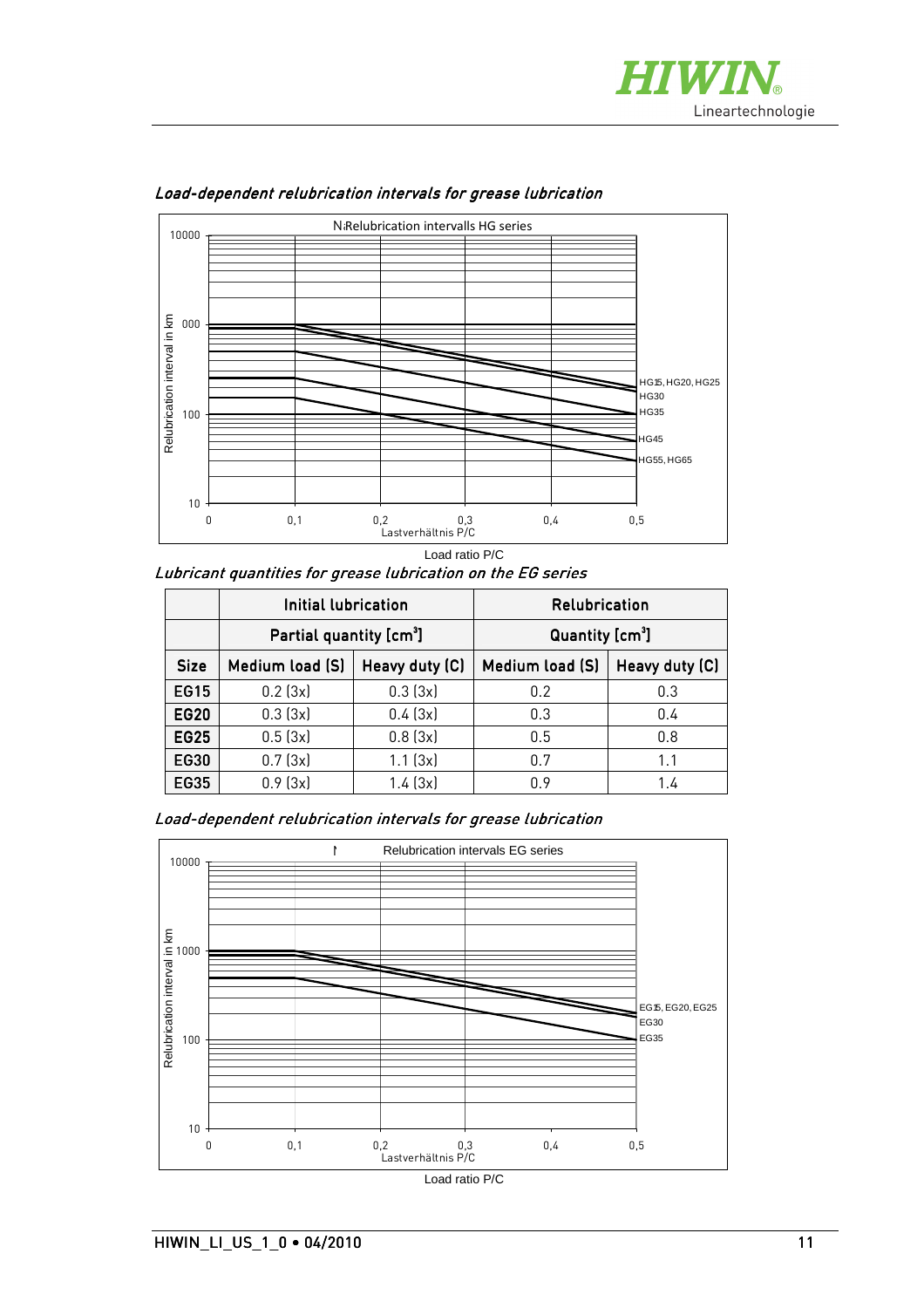*Load-dependent relubrication intervals for grease lubrication*

*Lubricant quantities for grease lubrication on the EG series*

| | Initial lubrication | | Relubrication | |
|---|---|---|---|---|
| | Partial quantity [cm³] | | Quantity [cm³] | |
| **Size** | **Medium load (S)** | **Heavy duty (C)** | **Medium load (S)** | **Heavy duty (C)** |
| **EG15** | 0.2 (3x) | 0.3 (3x) | 0.2 | 0.3 |
| **EG20** | 0.3 (3x) | 0.4 (3x) | 0.3 | 0.4 |
| **EG25** | 0.5 (3x) | 0.8 (3x) | 0.5 | 0.8 |
| **EG30** | 0.7 (3x) | 1.1 (3x) | 0.7 | 1.1 |
| **EG35** | 0.9 (3x) | 1.4 (3x) | 0.9 | 1.4 |

*Load-dependent relubrication intervals for grease lubrication*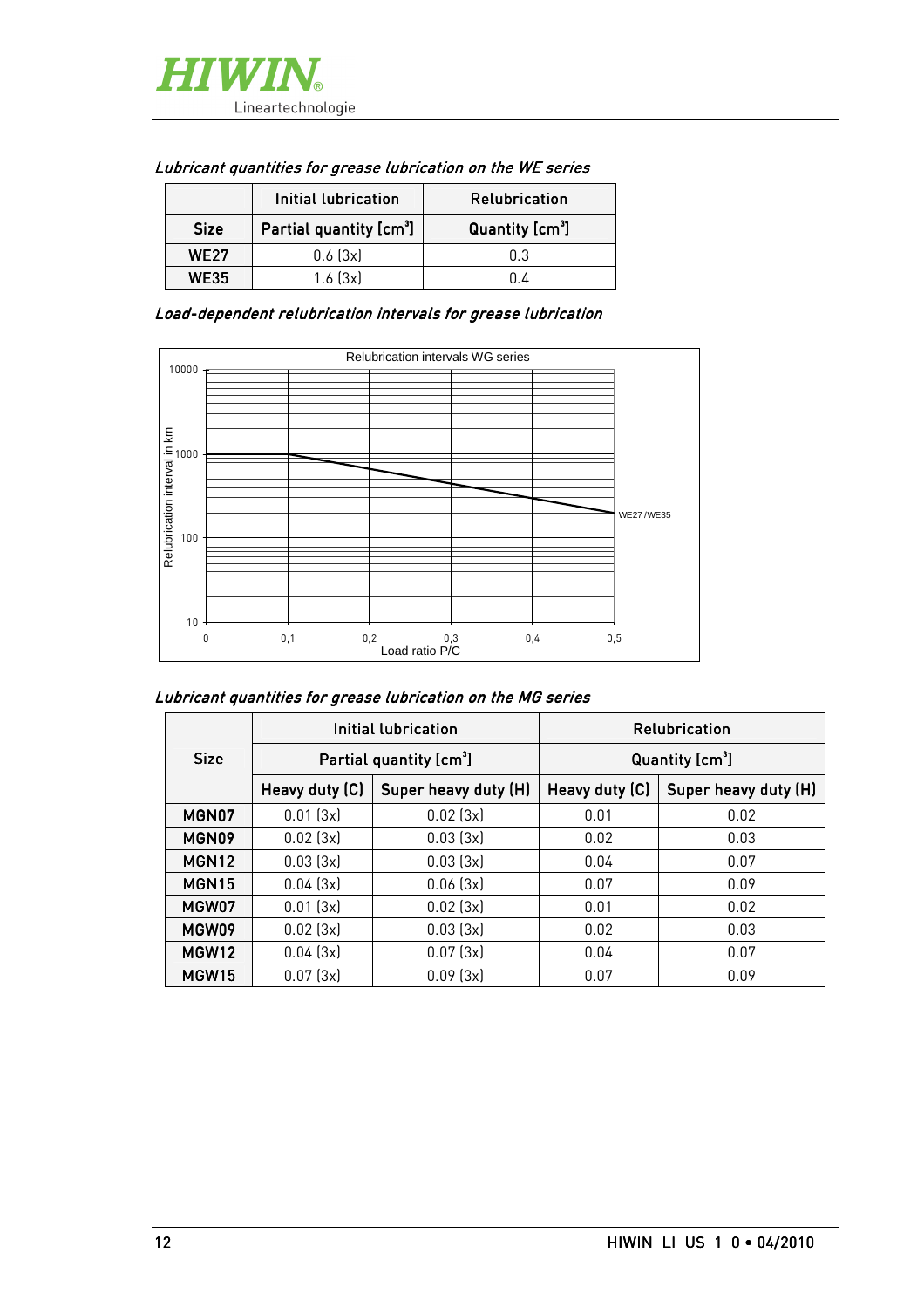*Lubricant quantities for grease lubrication on the WE series*

| | Initial lubrication | Relubrication |
|---|---|---|
| **Size** | **Partial quantity [cm³]** | **Quantity [cm³]** |
| **WE27** | 0.6 (3x) | 0.3 |
| **WE35** | 1.6 (3x) | 0.4 |

***Load-dependent relubrication intervals for grease lubrication***

Relubrication intervals WG series

Relubrication interval in km

10000

1000

100

10

0 0,1 0,2 0,3 0,4 0,5

Load ratio P/C

WE27 /WE35

*Lubricant quantities for grease lubrication on the MG series*

| Size | Initial lubrication | | Relubrication | |
|---|---|---|---|---|
| | Partial quantity [cm³] | | Quantity [cm³] | |
| | Heavy duty (C) | Super heavy duty (H) | Heavy duty (C) | Super heavy duty (H) |
| **MGN07** | 0.01 (3x) | 0.02 (3x) | 0.01 | 0.02 |
| **MGN09** | 0.02 (3x) | 0.03 (3x) | 0.02 | 0.03 |
| **MGN12** | 0.03 (3x) | 0.03 (3x) | 0.04 | 0.07 |
| **MGN15** | 0.04 (3x) | 0.06 (3x) | 0.07 | 0.09 |
| **MGW07** | 0.01 (3x) | 0.02 (3x) | 0.01 | 0.02 |
| **MGW09** | 0.02 (3x) | 0.03 (3x) | 0.02 | 0.03 |
| **MGW12** | 0.04 (3x) | 0.07 (3x) | 0.04 | 0.07 |
| **MGW15** | 0.07 (3x) | 0.09 (3x) | 0.07 | 0.09 |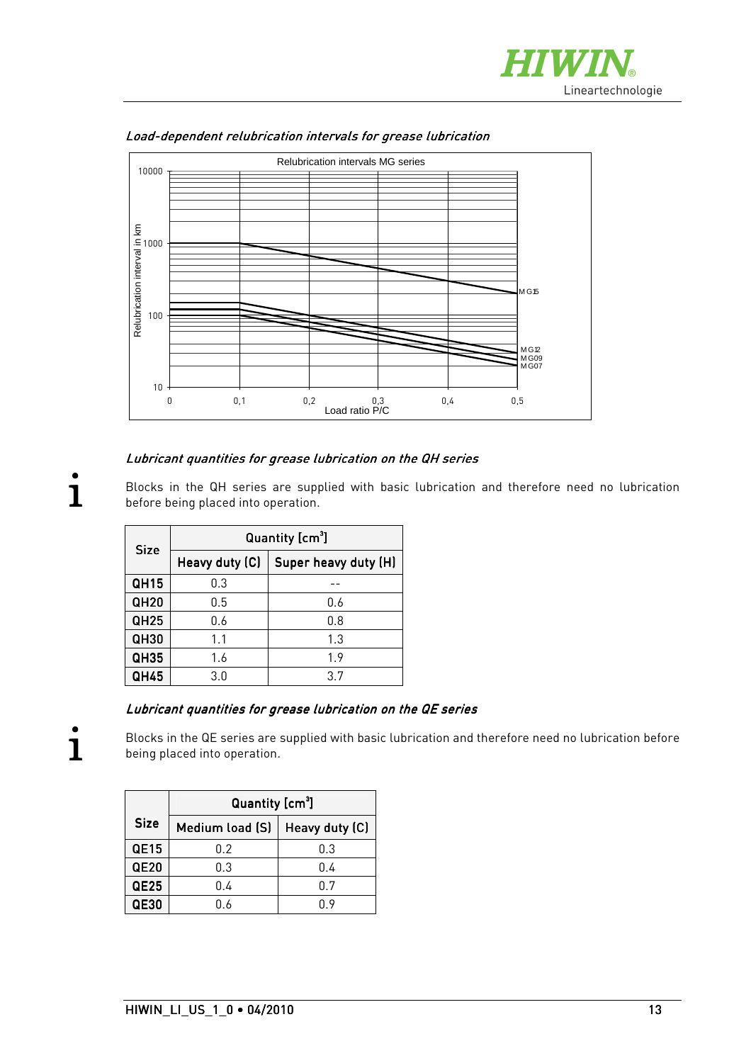### *Load-dependent relubrication intervals for grease lubrication*

Relubrication intervals MG series

Relubrication interval in km

10000
1000
100
10

0 0,1 0,2 0,3 0,4 0,5

Load ratio P/C

MG15
MG12
MG09
MG07

### *Lubricant quantities for grease lubrication on the QH series*

Blocks in the QH series are supplied with basic lubrication and therefore need no lubrication before being placed into operation.

| Size | Quantity [cm$^3$] | |
|---|---|---|
| | Heavy duty (C) | Super heavy duty (H) |
| **QH15** | 0.3 | -- |
| **QH20** | 0.5 | 0.6 |
| **QH25** | 0.6 | 0.8 |
| **QH30** | 1.1 | 1.3 |
| **QH35** | 1.6 | 1.9 |
| **QH45** | 3.0 | 3.7 |

### *Lubricant quantities for grease lubrication on the QE series*

Blocks in the QE series are supplied with basic lubrication and therefore need no lubrication before being placed into operation.

| Size | Quantity [cm$^3$] | |
|---|---|---|
| | Medium load (S) | Heavy duty (C) |
| **QE15** | 0.2 | 0.3 |
| **QE20** | 0.3 | 0.4 |
| **QE25** | 0.4 | 0.7 |
| **QE30** | 0.6 | 0.9 |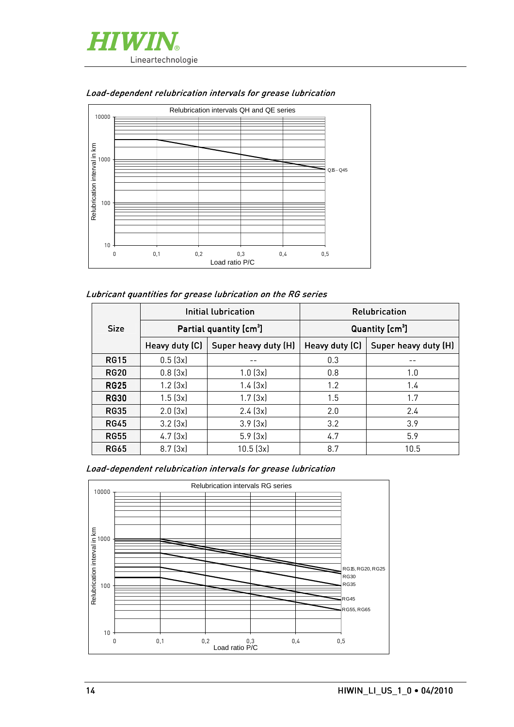*Load-dependent relubrication intervals for grease lubrication*

Relubrication intervals QH and QE series

*Lubricant quantities for grease lubrication on the RG series*

| Size | Initial lubrication | | Relubrication | |
|---|---|---|---|---|
| | Partial quantity [cm³] | | Quantity [cm³] | |
| | Heavy duty (C) | Super heavy duty (H) | Heavy duty (C) | Super heavy duty (H) |
| **RG15** | 0.5 (3x) | -- | 0.3 | -- |
| **RG20** | 0.8 (3x) | 1.0 (3x) | 0.8 | 1.0 |
| **RG25** | 1.2 (3x) | 1.4 (3x) | 1.2 | 1.4 |
| **RG30** | 1.5 (3x) | 1.7 (3x) | 1.5 | 1.7 |
| **RG35** | 2.0 (3x) | 2.4 (3x) | 2.0 | 2.4 |
| **RG45** | 3.2 (3x) | 3.9 (3x) | 3.2 | 3.9 |
| **RG55** | 4.7 (3x) | 5.9 (3x) | 4.7 | 5.9 |
| **RG65** | 8.7 (3x) | 10.5 (3x) | 8.7 | 10.5 |

*Load-dependent relubrication intervals for grease lubrication*

Relubrication intervals RG series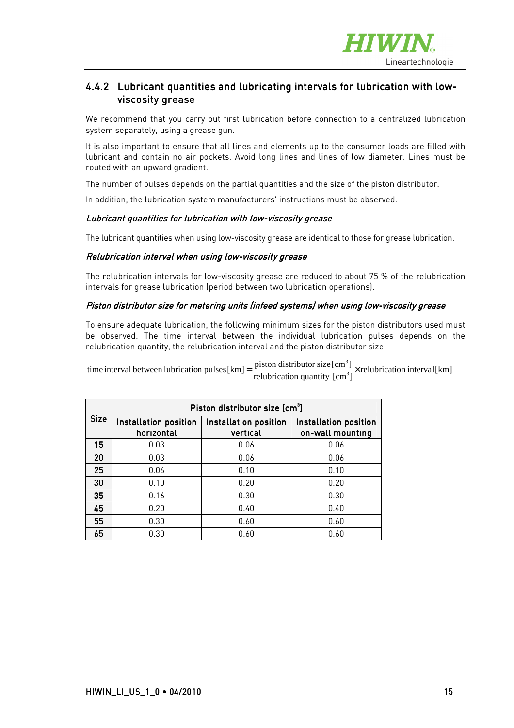### 4.4.2 Lubricant quantities and lubricating intervals for lubrication with low-viscosity grease

We recommend that you carry out first lubrication before connection to a centralized lubrication system separately, using a grease gun.

It is also important to ensure that all lines and elements up to the consumer loads are filled with lubricant and contain no air pockets. Avoid long lines and lines of low diameter. Lines must be routed with an upward gradient.

The number of pulses depends on the partial quantities and the size of the piston distributor.

In addition, the lubrication system manufacturers' instructions must be observed.

*Lubricant quantities for lubrication with low-viscosity grease*

The lubricant quantities when using low-viscosity grease are identical to those for grease lubrication.

*Relubrication interval when using low-viscosity grease*

The relubrication intervals for low-viscosity grease are reduced to about 75 % of the relubrication intervals for grease lubrication (period between two lubrication operations).

*Piston distributor size for metering units (infeed systems) when using low-viscosity grease*

To ensure adequate lubrication, the following minimum sizes for the piston distributors used must be observed. The time interval between the individual lubrication pulses depends on the relubrication quantity, the relubrication interval and the piston distributor size:

$$\text{time interval between lubrication pulses}\,[\text{km}] = \frac{\text{piston distributor size}\,[\text{cm}^3]}{\text{relubrication quantity}\,[\text{cm}^3]} \times \text{relubrication interval}\,[\text{km}]$$

| Size | Piston distributor size [cm³] | | |
|---|---|---|---|
| | Installation position horizontal | Installation position vertical | Installation position on-wall mounting |
| **15** | 0.03 | 0.06 | 0.06 |
| **20** | 0.03 | 0.06 | 0.06 |
| **25** | 0.06 | 0.10 | 0.10 |
| **30** | 0.10 | 0.20 | 0.20 |
| **35** | 0.16 | 0.30 | 0.30 |
| **45** | 0.20 | 0.40 | 0.40 |
| **55** | 0.30 | 0.60 | 0.60 |
| **65** | 0.30 | 0.60 | 0.60 |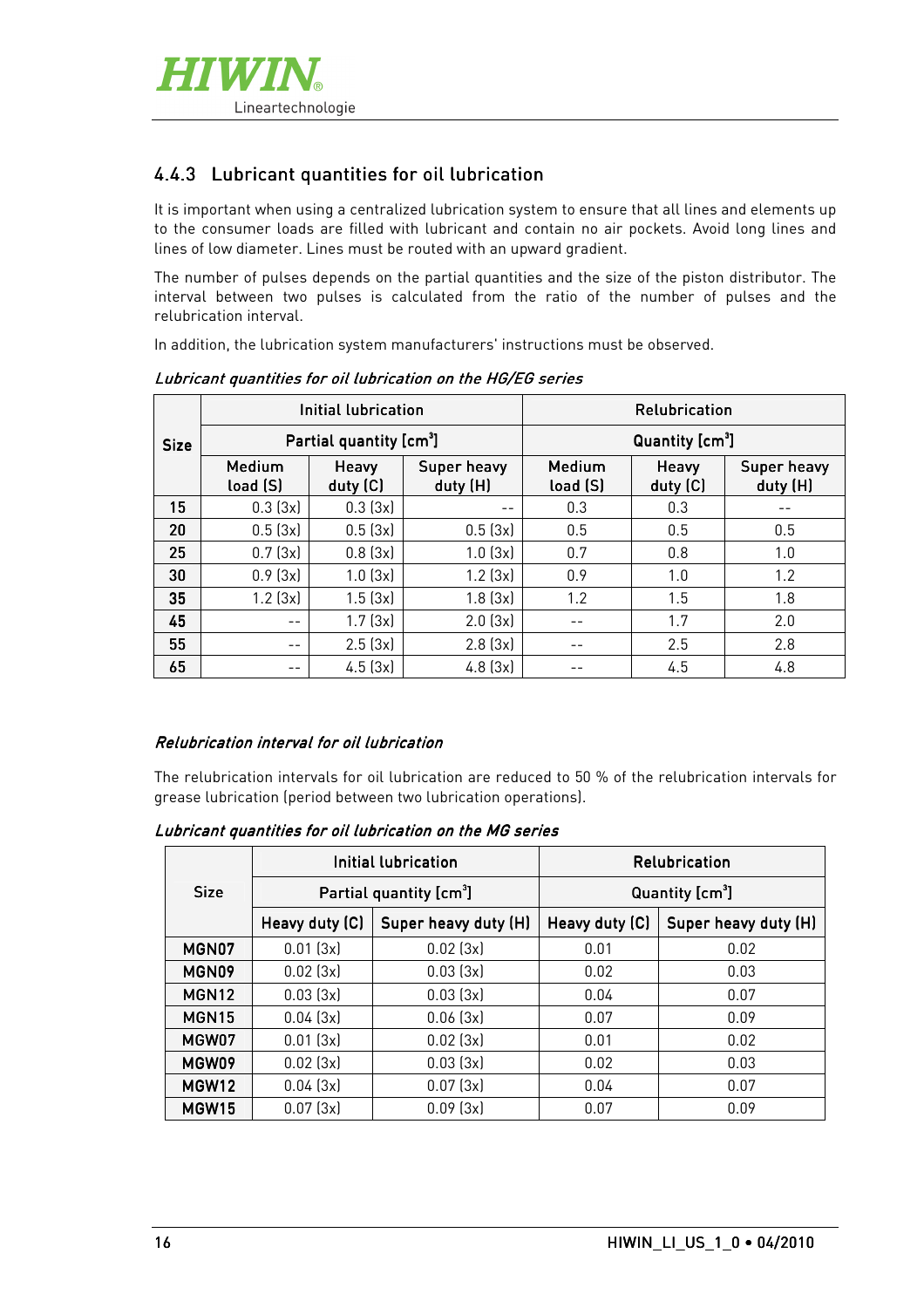### 4.4.3 Lubricant quantities for oil lubrication

It is important when using a centralized lubrication system to ensure that all lines and elements up to the consumer loads are filled with lubricant and contain no air pockets. Avoid long lines and lines of low diameter. Lines must be routed with an upward gradient.

The number of pulses depends on the partial quantities and the size of the piston distributor. The interval between two pulses is calculated from the ratio of the number of pulses and the relubrication interval.

In addition, the lubrication system manufacturers' instructions must be observed.

*Lubricant quantities for oil lubrication on the HG/EG series*

| Size | Initial lubrication | | | Relubrication | | |
|---|---|---|---|---|---|---|
| | Partial quantity [$cm^3$] | | | Quantity [$cm^3$] | | |
| | Medium load (S) | Heavy duty (C) | Super heavy duty (H) | Medium load (S) | Heavy duty (C) | Super heavy duty (H) |
| **15** | 0.3 (3x) | 0.3 (3x) | -- | 0.3 | 0.3 | -- |
| **20** | 0.5 (3x) | 0.5 (3x) | 0.5 (3x) | 0.5 | 0.5 | 0.5 |
| **25** | 0.7 (3x) | 0.8 (3x) | 1.0 (3x) | 0.7 | 0.8 | 1.0 |
| **30** | 0.9 (3x) | 1.0 (3x) | 1.2 (3x) | 0.9 | 1.0 | 1.2 |
| **35** | 1.2 (3x) | 1.5 (3x) | 1.8 (3x) | 1.2 | 1.5 | 1.8 |
| **45** | -- | 1.7 (3x) | 2.0 (3x) | -- | 1.7 | 2.0 |
| **55** | -- | 2.5 (3x) | 2.8 (3x) | -- | 2.5 | 2.8 |
| **65** | -- | 4.5 (3x) | 4.8 (3x) | -- | 4.5 | 4.8 |

*Relubrication interval for oil lubrication*

The relubrication intervals for oil lubrication are reduced to 50 % of the relubrication intervals for grease lubrication (period between two lubrication operations).

*Lubricant quantities for oil lubrication on the MG series*

| Size | Initial lubrication | | Relubrication | |
|---|---|---|---|---|
| | Partial quantity [$cm^3$] | | Quantity [$cm^3$] | |
| | Heavy duty (C) | Super heavy duty (H) | Heavy duty (C) | Super heavy duty (H) |
| **MGN07** | 0.01 (3x) | 0.02 (3x) | 0.01 | 0.02 |
| **MGN09** | 0.02 (3x) | 0.03 (3x) | 0.02 | 0.03 |
| **MGN12** | 0.03 (3x) | 0.03 (3x) | 0.04 | 0.07 |
| **MGN15** | 0.04 (3x) | 0.06 (3x) | 0.07 | 0.09 |
| **MGW07** | 0.01 (3x) | 0.02 (3x) | 0.01 | 0.02 |
| **MGW09** | 0.02 (3x) | 0.03 (3x) | 0.02 | 0.03 |
| **MGW12** | 0.04 (3x) | 0.07 (3x) | 0.04 | 0.07 |
| **MGW15** | 0.07 (3x) | 0.09 (3x) | 0.07 | 0.09 |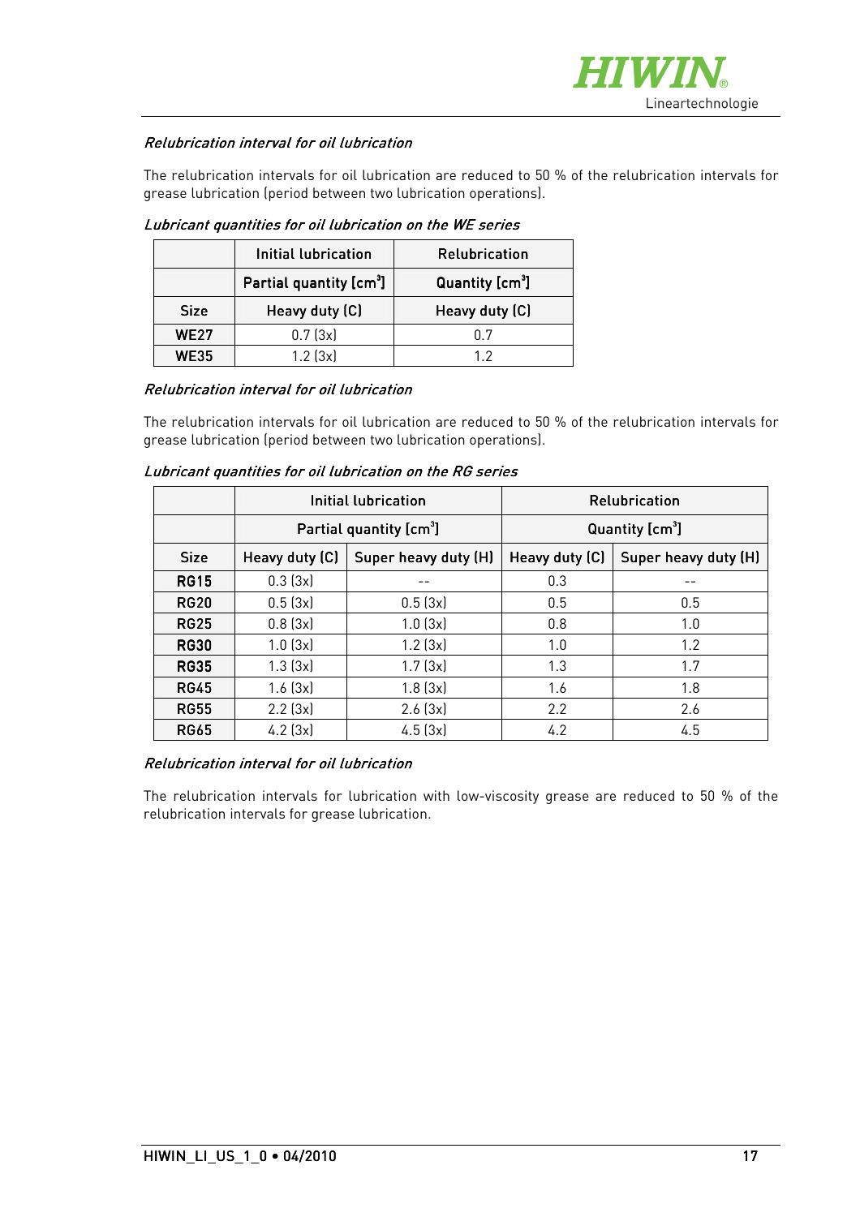*Relubrication interval for oil lubrication*

The relubrication intervals for oil lubrication are reduced to 50 % of the relubrication intervals for grease lubrication (period between two lubrication operations).

*Lubricant quantities for oil lubrication on the WE series*

| | Initial lubrication | Relubrication |
|---|---|---|
| | Partial quantity [$cm^3$] | Quantity [$cm^3$] |
| Size | Heavy duty (C) | Heavy duty (C) |
| **WE27** | 0.7 (3x) | 0.7 |
| **WE35** | 1.2 (3x) | 1.2 |

*Relubrication interval for oil lubrication*

The relubrication intervals for oil lubrication are reduced to 50 % of the relubrication intervals for grease lubrication (period between two lubrication operations).

*Lubricant quantities for oil lubrication on the RG series*

| | Initial lubrication | | Relubrication | |
|---|---|---|---|---|
| | Partial quantity [$cm^3$] | | Quantity [$cm^3$] | |
| Size | Heavy duty (C) | Super heavy duty (H) | Heavy duty (C) | Super heavy duty (H) |
| **RG15** | 0.3 (3x) | -- | 0.3 | -- |
| **RG20** | 0.5 (3x) | 0.5 (3x) | 0.5 | 0.5 |
| **RG25** | 0.8 (3x) | 1.0 (3x) | 0.8 | 1.0 |
| **RG30** | 1.0 (3x) | 1.2 (3x) | 1.0 | 1.2 |
| **RG35** | 1.3 (3x) | 1.7 (3x) | 1.3 | 1.7 |
| **RG45** | 1.6 (3x) | 1.8 (3x) | 1.6 | 1.8 |
| **RG55** | 2.2 (3x) | 2.6 (3x) | 2.2 | 2.6 |
| **RG65** | 4.2 (3x) | 4.5 (3x) | 4.2 | 4.5 |

*Relubrication interval for oil lubrication*

The relubrication intervals for lubrication with low-viscosity grease are reduced to 50 % of the relubrication intervals for grease lubrication.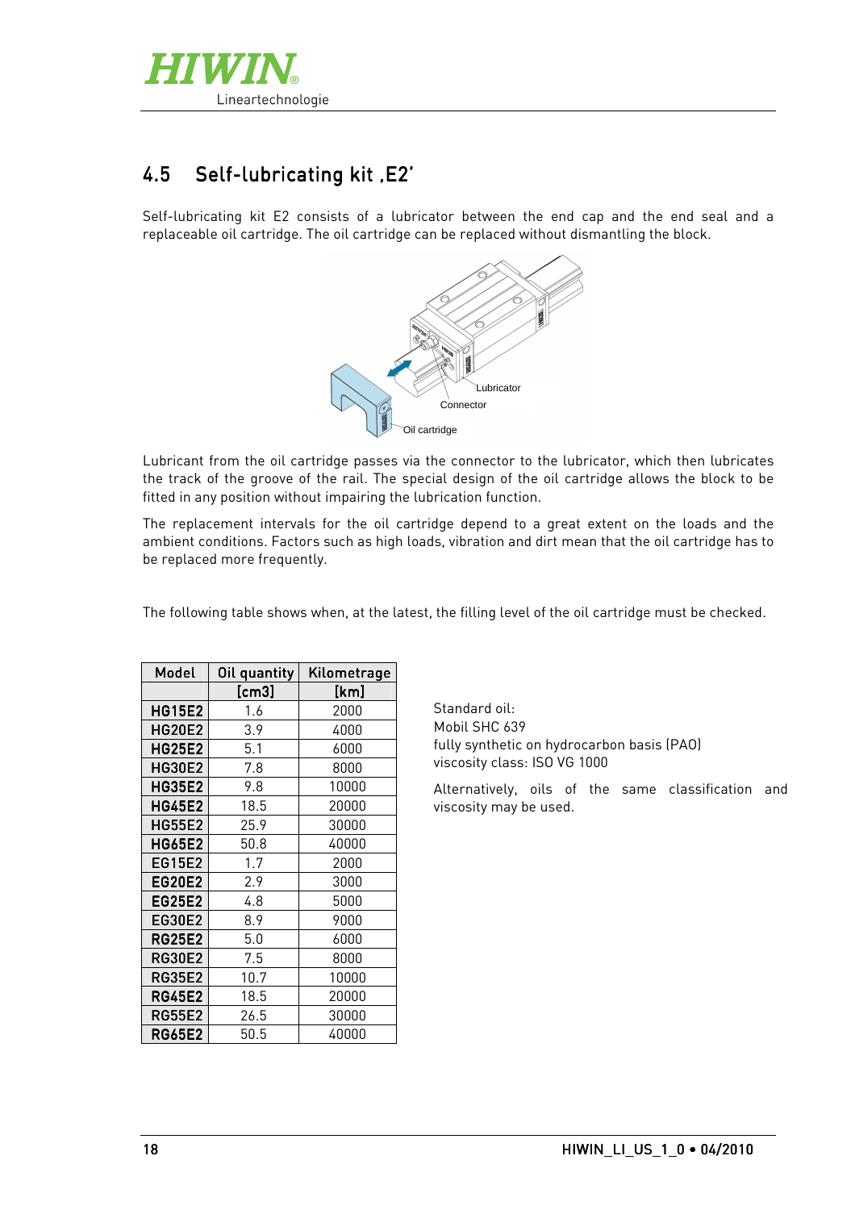## 4.5 Self-lubricating kit ‚E2'

Self-lubricating kit E2 consists of a lubricator between the end cap and the end seal and a replaceable oil cartridge. The oil cartridge can be replaced without dismantling the block.

Lubricator

Connector

Oil cartridge

Lubricant from the oil cartridge passes via the connector to the lubricator, which then lubricates the track of the groove of the rail. The special design of the oil cartridge allows the block to be fitted in any position without impairing the lubrication function.

The replacement intervals for the oil cartridge depend to a great extent on the loads and the ambient conditions. Factors such as high loads, vibration and dirt mean that the oil cartridge has to be replaced more frequently.

The following table shows when, at the latest, the filling level of the oil cartridge must be checked.

| Model | Oil quantity | Kilometrage |
|---|---|---|
| | [cm3] | [km] |
| HG15E2 | 1.6 | 2000 |
| HG20E2 | 3.9 | 4000 |
| HG25E2 | 5.1 | 6000 |
| HG30E2 | 7.8 | 8000 |
| HG35E2 | 9.8 | 10000 |
| HG45E2 | 18.5 | 20000 |
| HG55E2 | 25.9 | 30000 |
| HG65E2 | 50.8 | 40000 |
| EG15E2 | 1.7 | 2000 |
| EG20E2 | 2.9 | 3000 |
| EG25E2 | 4.8 | 5000 |
| EG30E2 | 8.9 | 9000 |
| RG25E2 | 5.0 | 6000 |
| RG30E2 | 7.5 | 8000 |
| RG35E2 | 10.7 | 10000 |
| RG45E2 | 18.5 | 20000 |
| RG55E2 | 26.5 | 30000 |
| RG65E2 | 50.5 | 40000 |

Standard oil:
Mobil SHC 639
fully synthetic on hydrocarbon basis (PAO)
viscosity class: ISO VG 1000

Alternatively, oils of the same classification and viscosity may be used.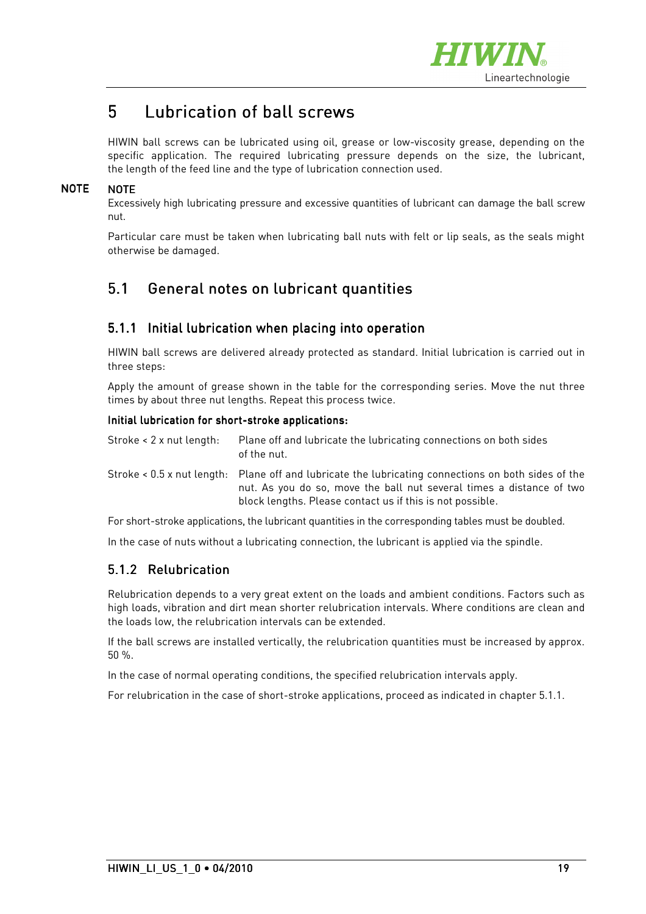# 5 Lubrication of ball screws

HIWIN ball screws can be lubricated using oil, grease or low-viscosity grease, depending on the specific application. The required lubricating pressure depends on the size, the lubricant, the length of the feed line and the type of lubrication connection used.

**NOTE**

**NOTE**

Excessively high lubricating pressure and excessive quantities of lubricant can damage the ball screw nut.

Particular care must be taken when lubricating ball nuts with felt or lip seals, as the seals might otherwise be damaged.

## 5.1 General notes on lubricant quantities

### 5.1.1 Initial lubrication when placing into operation

HIWIN ball screws are delivered already protected as standard. Initial lubrication is carried out in three steps:

Apply the amount of grease shown in the table for the corresponding series. Move the nut three times by about three nut lengths. Repeat this process twice.

**Initial lubrication for short-stroke applications:**

Stroke < 2 x nut length: Plane off and lubricate the lubricating connections on both sides of the nut.

Stroke < 0.5 x nut length: Plane off and lubricate the lubricating connections on both sides of the nut. As you do so, move the ball nut several times a distance of two block lengths. Please contact us if this is not possible.

For short-stroke applications, the lubricant quantities in the corresponding tables must be doubled.

In the case of nuts without a lubricating connection, the lubricant is applied via the spindle.

### 5.1.2 Relubrication

Relubrication depends to a very great extent on the loads and ambient conditions. Factors such as high loads, vibration and dirt mean shorter relubrication intervals. Where conditions are clean and the loads low, the relubrication intervals can be extended.

If the ball screws are installed vertically, the relubrication quantities must be increased by approx. 50 %.

In the case of normal operating conditions, the specified relubrication intervals apply.

For relubrication in the case of short-stroke applications, proceed as indicated in chapter 5.1.1.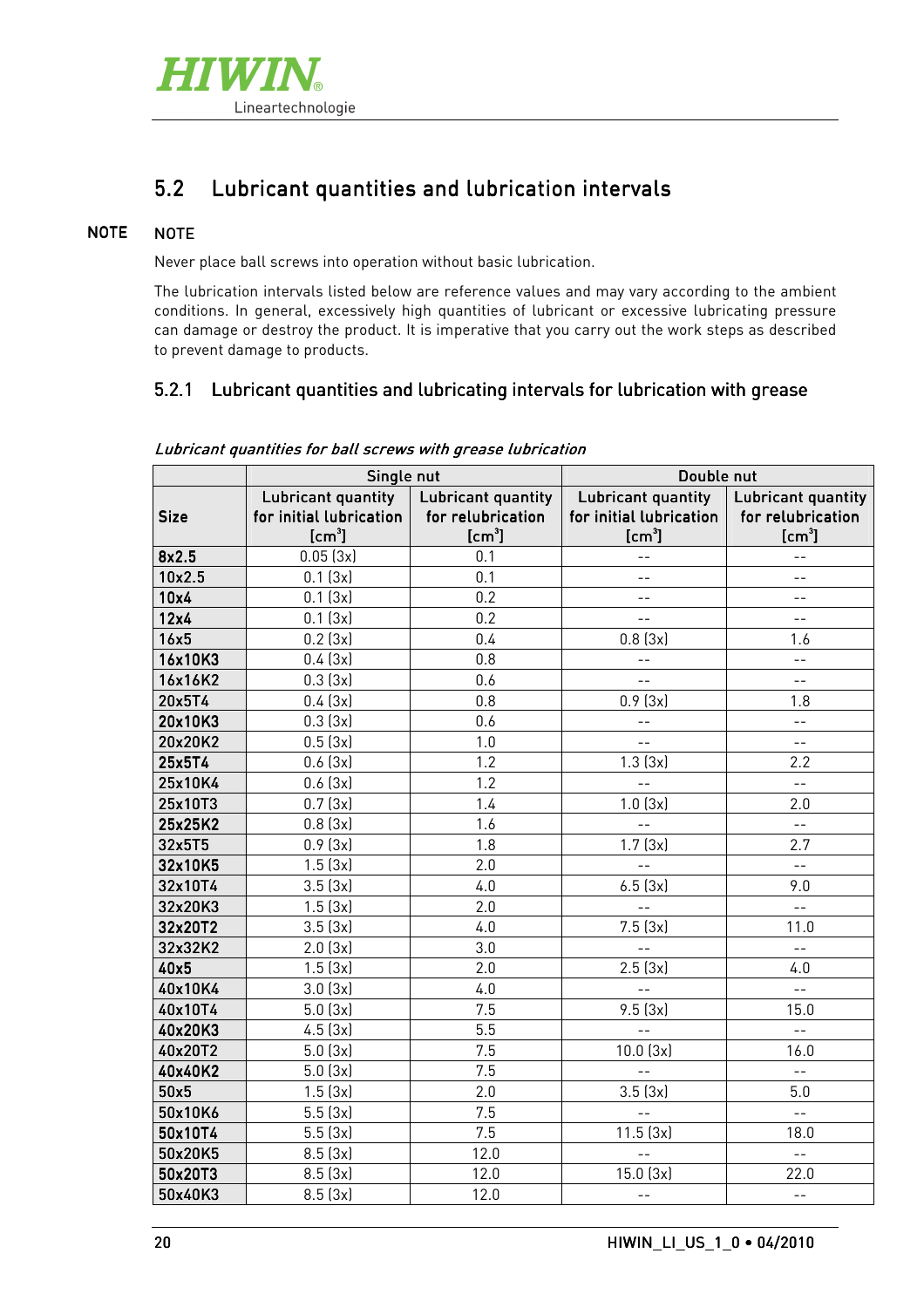## 5.2 Lubricant quantities and lubrication intervals

**NOTE**

NOTE

Never place ball screws into operation without basic lubrication.

The lubrication intervals listed below are reference values and may vary according to the ambient conditions. In general, excessively high quantities of lubricant or excessive lubricating pressure can damage or destroy the product. It is imperative that you carry out the work steps as described to prevent damage to products.

### 5.2.1 Lubricant quantities and lubricating intervals for lubrication with grease

*Lubricant quantities for ball screws with grease lubrication*

| | Single nut | | Double nut | |
|---|---|---|---|---|
| **Size** | Lubricant quantity for initial lubrication [cm³] | Lubricant quantity for relubrication [cm³] | Lubricant quantity for initial lubrication [cm³] | Lubricant quantity for relubrication [cm³] |
| **8x2.5** | 0.05 (3x) | 0.1 | -- | -- |
| **10x2.5** | 0.1 (3x) | 0.1 | -- | -- |
| **10x4** | 0.1 (3x) | 0.2 | -- | -- |
| **12x4** | 0.1 (3x) | 0.2 | -- | -- |
| **16x5** | 0.2 (3x) | 0.4 | 0.8 (3x) | 1.6 |
| **16x10K3** | 0.4 (3x) | 0.8 | -- | -- |
| **16x16K2** | 0.3 (3x) | 0.6 | -- | -- |
| **20x5T4** | 0.4 (3x) | 0.8 | 0.9 (3x) | 1.8 |
| **20x10K3** | 0.3 (3x) | 0.6 | -- | -- |
| **20x20K2** | 0.5 (3x) | 1.0 | -- | -- |
| **25x5T4** | 0.6 (3x) | 1.2 | 1.3 (3x) | 2.2 |
| **25x10K4** | 0.6 (3x) | 1.2 | -- | -- |
| **25x10T3** | 0.7 (3x) | 1.4 | 1.0 (3x) | 2.0 |
| **25x25K2** | 0.8 (3x) | 1.6 | -- | -- |
| **32x5T5** | 0.9 (3x) | 1.8 | 1.7 (3x) | 2.7 |
| **32x10K5** | 1.5 (3x) | 2.0 | -- | -- |
| **32x10T4** | 3.5 (3x) | 4.0 | 6.5 (3x) | 9.0 |
| **32x20K3** | 1.5 (3x) | 2.0 | -- | -- |
| **32x20T2** | 3.5 (3x) | 4.0 | 7.5 (3x) | 11.0 |
| **32x32K2** | 2.0 (3x) | 3.0 | -- | -- |
| **40x5** | 1.5 (3x) | 2.0 | 2.5 (3x) | 4.0 |
| **40x10K4** | 3.0 (3x) | 4.0 | -- | -- |
| **40x10T4** | 5.0 (3x) | 7.5 | 9.5 (3x) | 15.0 |
| **40x20K3** | 4.5 (3x) | 5.5 | -- | -- |
| **40x20T2** | 5.0 (3x) | 7.5 | 10.0 (3x) | 16.0 |
| **40x40K2** | 5.0 (3x) | 7.5 | -- | -- |
| **50x5** | 1.5 (3x) | 2.0 | 3.5 (3x) | 5.0 |
| **50x10K6** | 5.5 (3x) | 7.5 | -- | -- |
| **50x10T4** | 5.5 (3x) | 7.5 | 11.5 (3x) | 18.0 |
| **50x20K5** | 8.5 (3x) | 12.0 | -- | -- |
| **50x20T3** | 8.5 (3x) | 12.0 | 15.0 (3x) | 22.0 |
| **50x40K3** | 8.5 (3x) | 12.0 | -- | -- |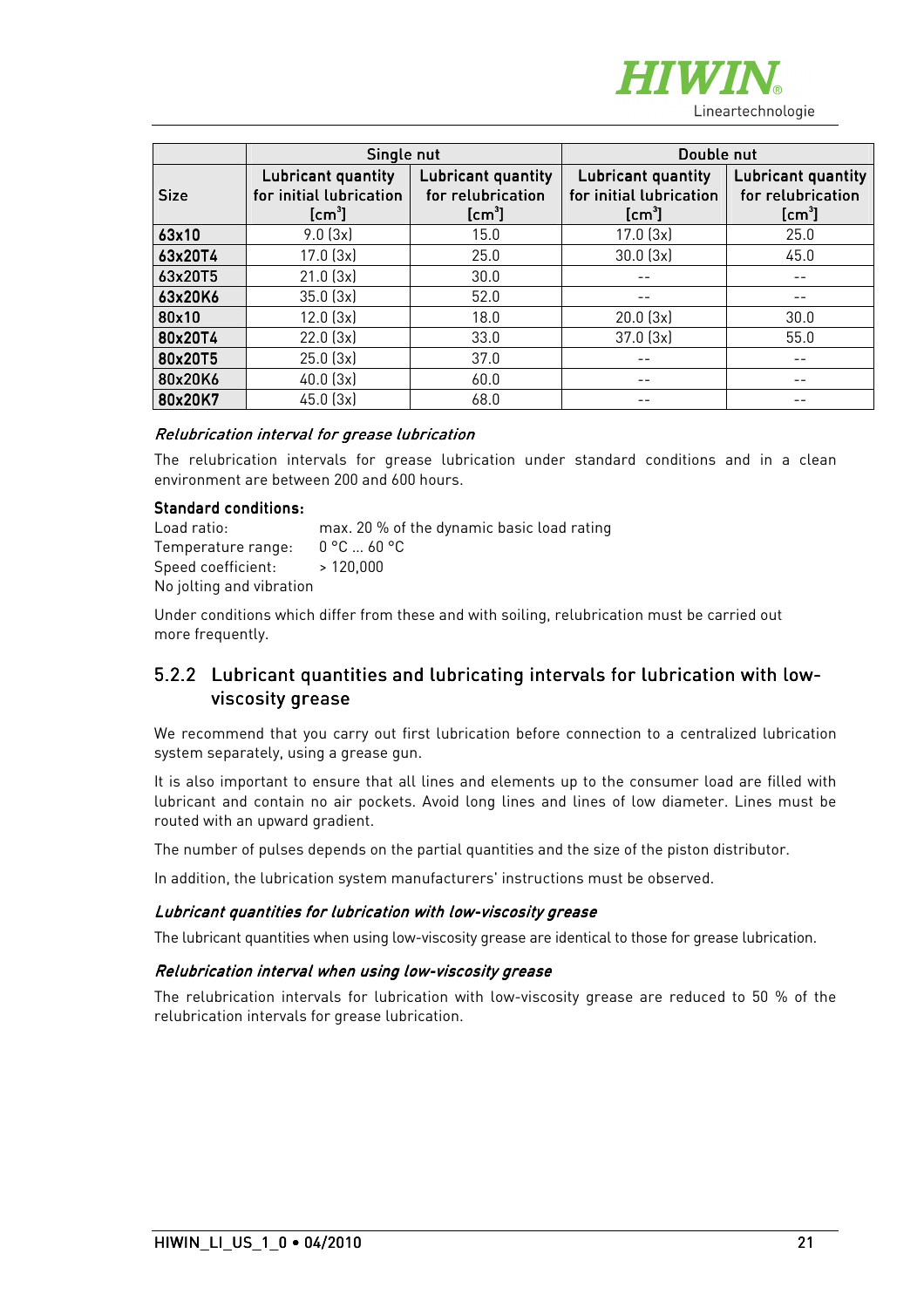| Size | Single nut | | Double nut | |
|---|---|---|---|---|
| | Lubricant quantity for initial lubrication [cm³] | Lubricant quantity for relubrication [cm³] | Lubricant quantity for initial lubrication [cm³] | Lubricant quantity for relubrication [cm³] |
| **63x10** | 9.0 (3x) | 15.0 | 17.0 (3x) | 25.0 |
| **63x20T4** | 17.0 (3x) | 25.0 | 30.0 (3x) | 45.0 |
| **63x20T5** | 21.0 (3x) | 30.0 | -- | -- |
| **63x20K6** | 35.0 (3x) | 52.0 | -- | -- |
| **80x10** | 12.0 (3x) | 18.0 | 20.0 (3x) | 30.0 |
| **80x20T4** | 22.0 (3x) | 33.0 | 37.0 (3x) | 55.0 |
| **80x20T5** | 25.0 (3x) | 37.0 | -- | -- |
| **80x20K6** | 40.0 (3x) | 60.0 | -- | -- |
| **80x20K7** | 45.0 (3x) | 68.0 | -- | -- |

*Relubrication interval for grease lubrication*

The relubrication intervals for grease lubrication under standard conditions and in a clean environment are between 200 and 600 hours.

**Standard conditions:**

Load ratio: max. 20 % of the dynamic basic load rating
Temperature range: 0 °C ... 60 °C
Speed coefficient: > 120,000
No jolting and vibration

Under conditions which differ from these and with soiling, relubrication must be carried out more frequently.

## 5.2.2 Lubricant quantities and lubricating intervals for lubrication with low-viscosity grease

We recommend that you carry out first lubrication before connection to a centralized lubrication system separately, using a grease gun.

It is also important to ensure that all lines and elements up to the consumer load are filled with lubricant and contain no air pockets. Avoid long lines and lines of low diameter. Lines must be routed with an upward gradient.

The number of pulses depends on the partial quantities and the size of the piston distributor.

In addition, the lubrication system manufacturers' instructions must be observed.

*Lubricant quantities for lubrication with low-viscosity grease*

The lubricant quantities when using low-viscosity grease are identical to those for grease lubrication.

*Relubrication interval when using low-viscosity grease*

The relubrication intervals for lubrication with low-viscosity grease are reduced to 50 % of the relubrication intervals for grease lubrication.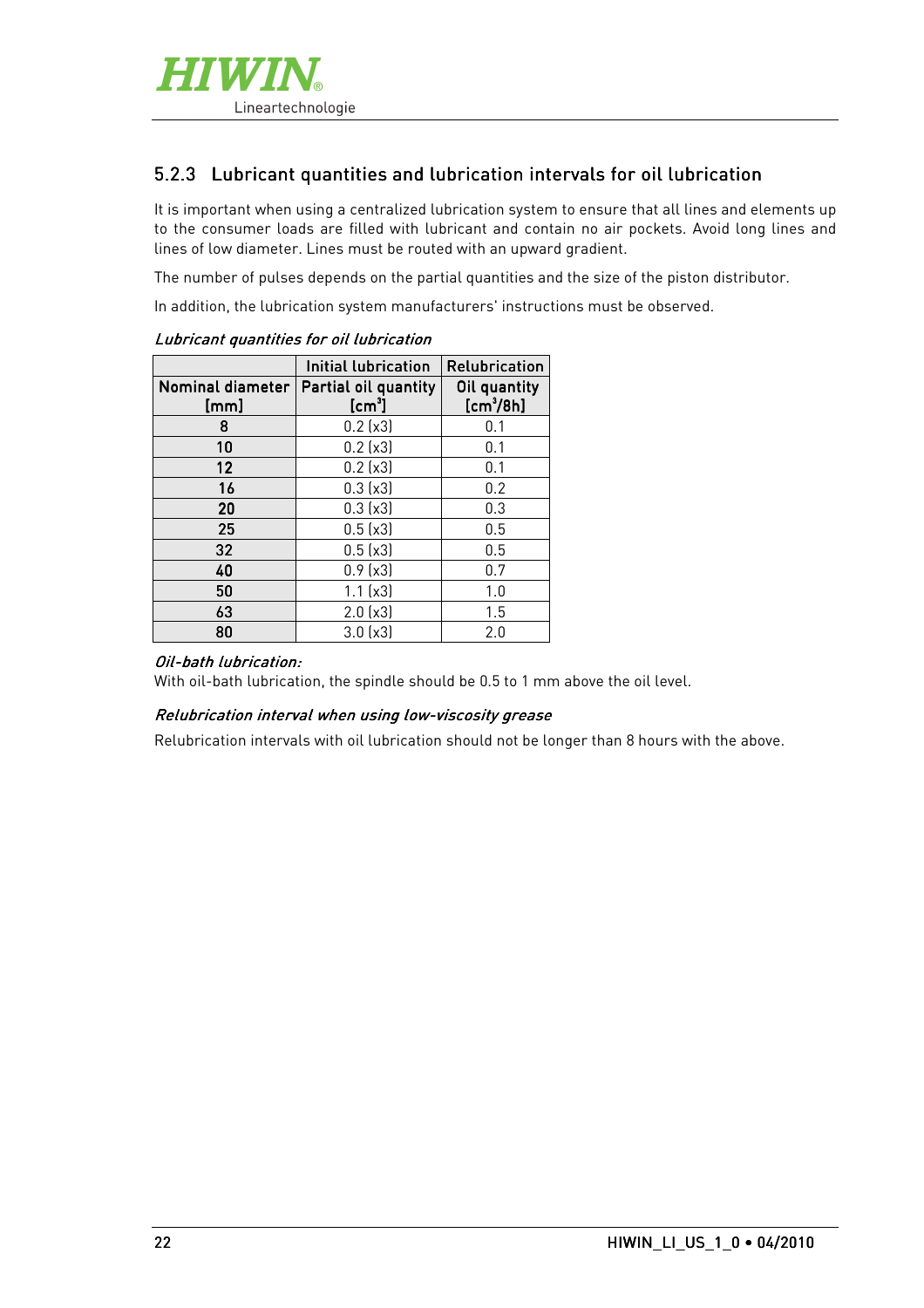### 5.2.3 Lubricant quantities and lubrication intervals for oil lubrication

It is important when using a centralized lubrication system to ensure that all lines and elements up to the consumer loads are filled with lubricant and contain no air pockets. Avoid long lines and lines of low diameter. Lines must be routed with an upward gradient.

The number of pulses depends on the partial quantities and the size of the piston distributor.

In addition, the lubrication system manufacturers' instructions must be observed.

*Lubricant quantities for oil lubrication*

| | Initial lubrication | Relubrication |
|---|---|---|
| **Nominal diameter [mm]** | **Partial oil quantity [$cm^3$]** | **Oil quantity [$cm^3$/8h]** |
| **8** | 0.2 (x3) | 0.1 |
| **10** | 0.2 (x3) | 0.1 |
| **12** | 0.2 (x3) | 0.1 |
| **16** | 0.3 (x3) | 0.2 |
| **20** | 0.3 (x3) | 0.3 |
| **25** | 0.5 (x3) | 0.5 |
| **32** | 0.5 (x3) | 0.5 |
| **40** | 0.9 (x3) | 0.7 |
| **50** | 1.1 (x3) | 1.0 |
| **63** | 2.0 (x3) | 1.5 |
| **80** | 3.0 (x3) | 2.0 |

*Oil-bath lubrication:*

With oil-bath lubrication, the spindle should be 0.5 to 1 mm above the oil level.

*Relubrication interval when using low-viscosity grease*

Relubrication intervals with oil lubrication should not be longer than 8 hours with the above.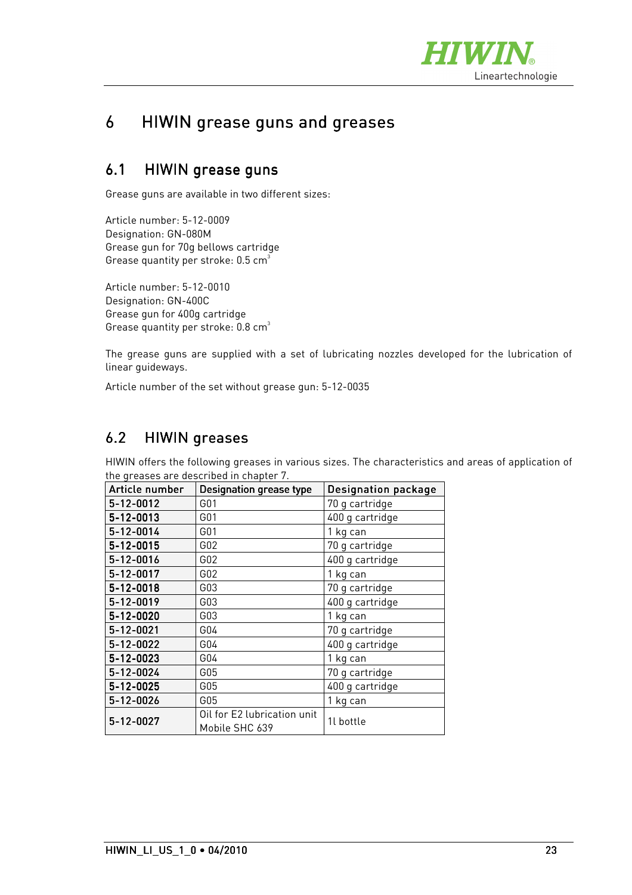# 6 HIWIN grease guns and greases

## 6.1 HIWIN grease guns

Grease guns are available in two different sizes:

Article number: 5-12-0009
Designation: GN-080M
Grease gun for 70g bellows cartridge
Grease quantity per stroke: 0.5 $cm^3$

Article number: 5-12-0010
Designation: GN-400C
Grease gun for 400g cartridge
Grease quantity per stroke: 0.8 $cm^3$

The grease guns are supplied with a set of lubricating nozzles developed for the lubrication of linear guideways.

Article number of the set without grease gun: 5-12-0035

## 6.2 HIWIN greases

HIWIN offers the following greases in various sizes. The characteristics and areas of application of the greases are described in chapter 7.

| Article number | Designation grease type | Designation package |
|---|---|---|
| **5-12-0012** | G01 | 70 g cartridge |
| **5-12-0013** | G01 | 400 g cartridge |
| **5-12-0014** | G01 | 1 kg can |
| **5-12-0015** | G02 | 70 g cartridge |
| **5-12-0016** | G02 | 400 g cartridge |
| **5-12-0017** | G02 | 1 kg can |
| **5-12-0018** | G03 | 70 g cartridge |
| **5-12-0019** | G03 | 400 g cartridge |
| **5-12-0020** | G03 | 1 kg can |
| **5-12-0021** | G04 | 70 g cartridge |
| **5-12-0022** | G04 | 400 g cartridge |
| **5-12-0023** | G04 | 1 kg can |
| **5-12-0024** | G05 | 70 g cartridge |
| **5-12-0025** | G05 | 400 g cartridge |
| **5-12-0026** | G05 | 1 kg can |
| **5-12-0027** | Oil for E2 lubrication unit Mobile SHC 639 | 1l bottle |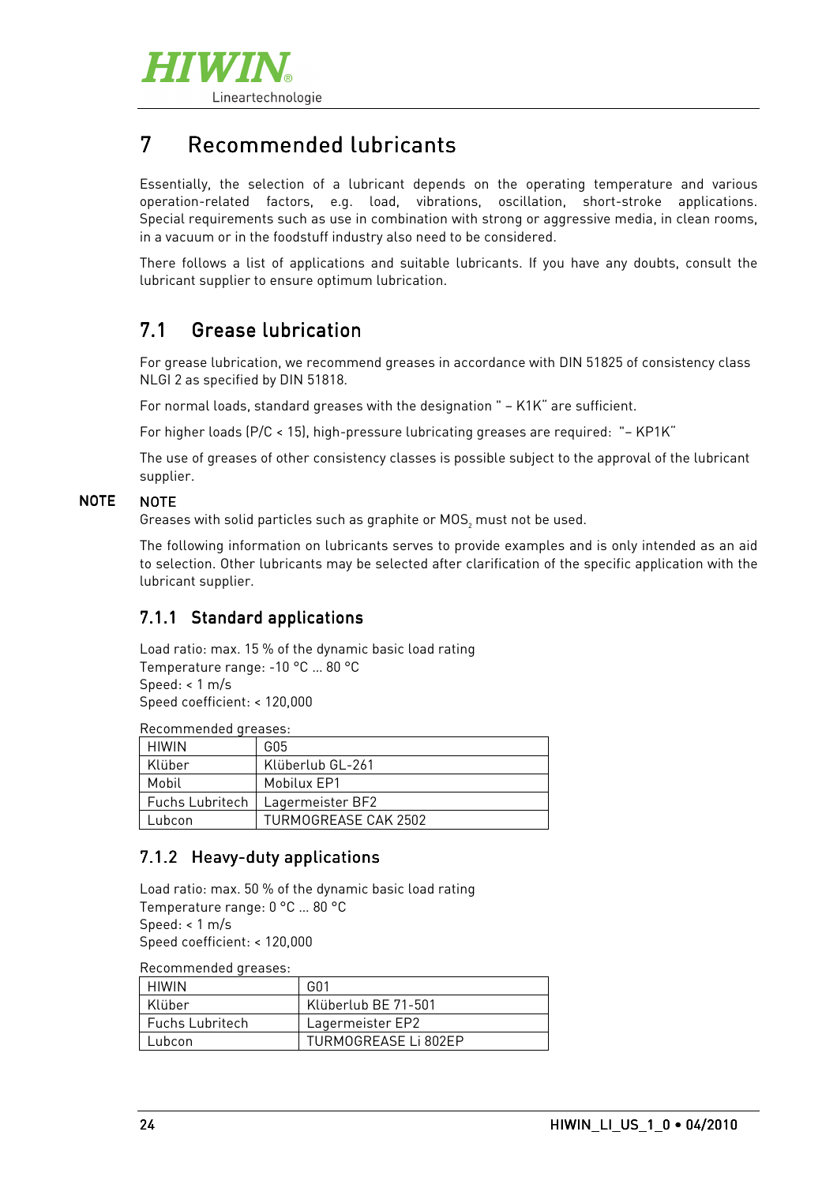# 7 Recommended lubricants

Essentially, the selection of a lubricant depends on the operating temperature and various operation-related factors, e.g. load, vibrations, oscillation, short-stroke applications. Special requirements such as use in combination with strong or aggressive media, in clean rooms, in a vacuum or in the foodstuff industry also need to be considered.

There follows a list of applications and suitable lubricants. If you have any doubts, consult the lubricant supplier to ensure optimum lubrication.

## 7.1 Grease lubrication

For grease lubrication, we recommend greases in accordance with DIN 51825 of consistency class NLGI 2 as specified by DIN 51818.

For normal loads, standard greases with the designation " – K1K" are sufficient.

For higher loads (P/C < 15), high-pressure lubricating greases are required: "– KP1K"

The use of greases of other consistency classes is possible subject to the approval of the lubricant supplier.

**NOTE**

Greases with solid particles such as graphite or $MOS_2$ must not be used.

The following information on lubricants serves to provide examples and is only intended as an aid to selection. Other lubricants may be selected after clarification of the specific application with the lubricant supplier.

### 7.1.1 Standard applications

Load ratio: max. 15 % of the dynamic basic load rating
Temperature range: -10 °C ... 80 °C
Speed: < 1 m/s
Speed coefficient: < 120,000

Recommended greases:

| HIWIN | G05 |
|---|---|
| Klüber | Klüberlub GL-261 |
| Mobil | Mobilux EP1 |
| Fuchs Lubritech | Lagermeister BF2 |
| Lubcon | TURMOGREASE CAK 2502 |

### 7.1.2 Heavy-duty applications

Load ratio: max. 50 % of the dynamic basic load rating
Temperature range: 0 °C ... 80 °C
Speed: < 1 m/s
Speed coefficient: < 120,000

Recommended greases:

| HIWIN | G01 |
|---|---|
| Klüber | Klüberlub BE 71-501 |
| Fuchs Lubritech | Lagermeister EP2 |
| Lubcon | TURMOGREASE Li 802EP |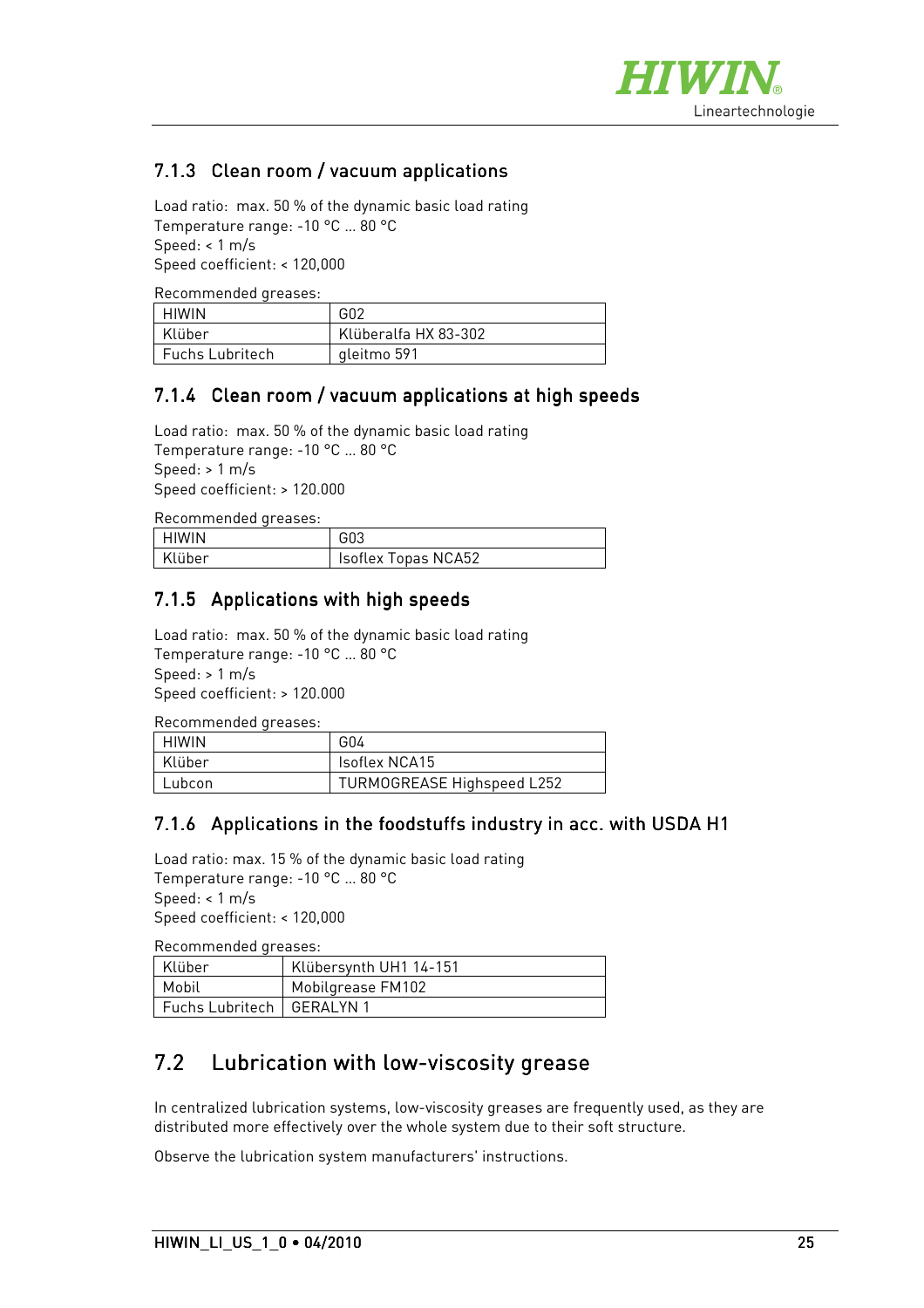### 7.1.3 Clean room / vacuum applications

Load ratio: max. 50 % of the dynamic basic load rating
Temperature range: -10 °C ... 80 °C
Speed: < 1 m/s
Speed coefficient: < 120,000

Recommended greases:

| | |
|---|---|
| HIWIN | G02 |
| Klüber | Klüberalfa HX 83-302 |
| Fuchs Lubritech | gleitmo 591 |

### 7.1.4 Clean room / vacuum applications at high speeds

Load ratio: max. 50 % of the dynamic basic load rating
Temperature range: -10 °C ... 80 °C
Speed: > 1 m/s
Speed coefficient: > 120.000

Recommended greases:

| | |
|---|---|
| HIWIN | G03 |
| Klüber | Isoflex Topas NCA52 |

### 7.1.5 Applications with high speeds

Load ratio: max. 50 % of the dynamic basic load rating
Temperature range: -10 °C ... 80 °C
Speed: > 1 m/s
Speed coefficient: > 120.000

Recommended greases:

| | |
|---|---|
| HIWIN | G04 |
| Klüber | Isoflex NCA15 |
| Lubcon | TURMOGREASE Highspeed L252 |

### 7.1.6 Applications in the foodstuffs industry in acc. with USDA H1

Load ratio: max. 15 % of the dynamic basic load rating
Temperature range: -10 °C ... 80 °C
Speed: < 1 m/s
Speed coefficient: < 120,000

Recommended greases:

| | |
|---|---|
| Klüber | Klübersynth UH1 14-151 |
| Mobil | Mobilgrease FM102 |
| Fuchs Lubritech | GERALYN 1 |

## 7.2 Lubrication with low-viscosity grease

In centralized lubrication systems, low-viscosity greases are frequently used, as they are distributed more effectively over the whole system due to their soft structure.

Observe the lubrication system manufacturers' instructions.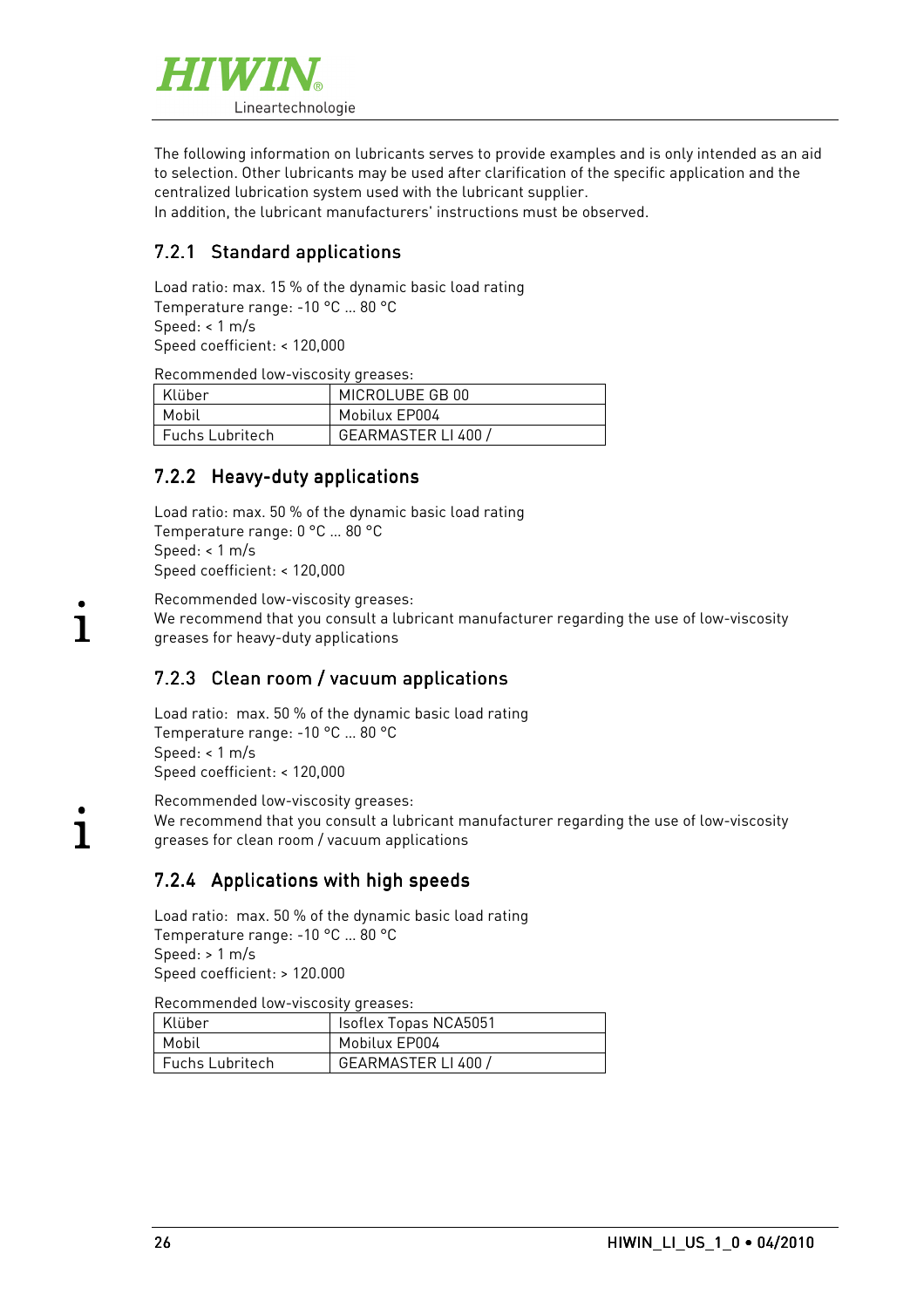The following information on lubricants serves to provide examples and is only intended as an aid to selection. Other lubricants may be used after clarification of the specific application and the centralized lubrication system used with the lubricant supplier.
In addition, the lubricant manufacturers' instructions must be observed.

### 7.2.1 Standard applications

Load ratio: max. 15 % of the dynamic basic load rating
Temperature range: -10 °C ... 80 °C
Speed: < 1 m/s
Speed coefficient: < 120,000

Recommended low-viscosity greases:

| | |
|---|---|
| Klüber | MICROLUBE GB 00 |
| Mobil | Mobilux EP004 |
| Fuchs Lubritech | GEARMASTER LI 400 / |

### 7.2.2 Heavy-duty applications

Load ratio: max. 50 % of the dynamic basic load rating
Temperature range: 0 °C ... 80 °C
Speed: < 1 m/s
Speed coefficient: < 120,000

Recommended low-viscosity greases:
We recommend that you consult a lubricant manufacturer regarding the use of low-viscosity greases for heavy-duty applications

### 7.2.3 Clean room / vacuum applications

Load ratio: max. 50 % of the dynamic basic load rating
Temperature range: -10 °C ... 80 °C
Speed: < 1 m/s
Speed coefficient: < 120,000

Recommended low-viscosity greases:
We recommend that you consult a lubricant manufacturer regarding the use of low-viscosity greases for clean room / vacuum applications

### 7.2.4 Applications with high speeds

Load ratio: max. 50 % of the dynamic basic load rating
Temperature range: -10 °C ... 80 °C
Speed: > 1 m/s
Speed coefficient: > 120.000

Recommended low-viscosity greases:

| | |
|---|---|
| Klüber | Isoflex Topas NCA5051 |
| Mobil | Mobilux EP004 |
| Fuchs Lubritech | GEARMASTER LI 400 / |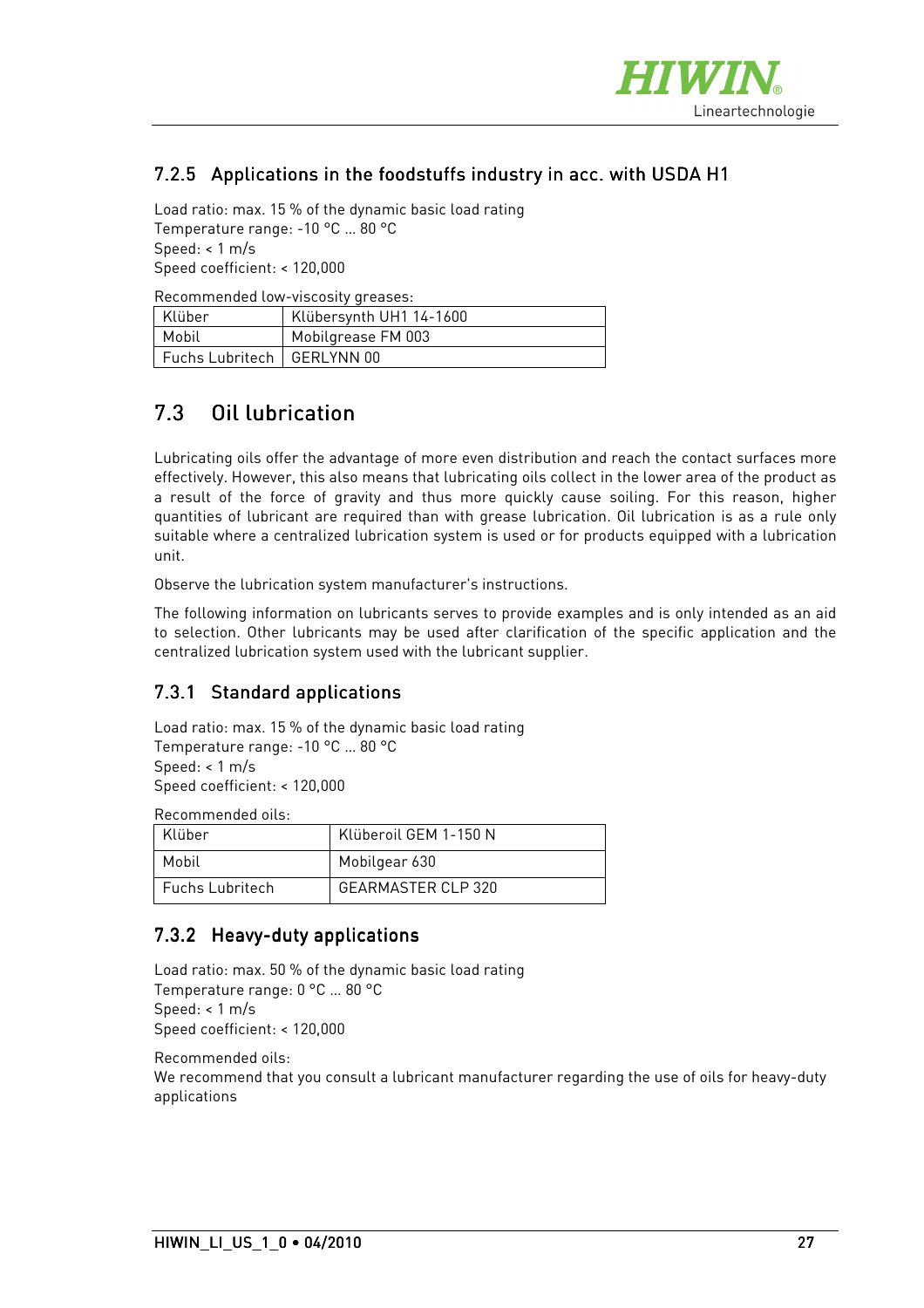### 7.2.5 Applications in the foodstuffs industry in acc. with USDA H1

Load ratio: max. 15 % of the dynamic basic load rating
Temperature range: -10 °C ... 80 °C
Speed: < 1 m/s
Speed coefficient: < 120,000

Recommended low-viscosity greases:

| Klüber | Klübersynth UH1 14-1600 |
|---|---|
| Mobil | Mobilgrease FM 003 |
| Fuchs Lubritech | GERLYNN 00 |

## 7.3 Oil lubrication

Lubricating oils offer the advantage of more even distribution and reach the contact surfaces more effectively. However, this also means that lubricating oils collect in the lower area of the product as a result of the force of gravity and thus more quickly cause soiling. For this reason, higher quantities of lubricant are required than with grease lubrication. Oil lubrication is as a rule only suitable where a centralized lubrication system is used or for products equipped with a lubrication unit.

Observe the lubrication system manufacturer's instructions.

The following information on lubricants serves to provide examples and is only intended as an aid to selection. Other lubricants may be used after clarification of the specific application and the centralized lubrication system used with the lubricant supplier.

### 7.3.1 Standard applications

Load ratio: max. 15 % of the dynamic basic load rating
Temperature range: -10 °C ... 80 °C
Speed: < 1 m/s
Speed coefficient: < 120,000

Recommended oils:

| Klüber | Klüberoil GEM 1-150 N |
|---|---|
| Mobil | Mobilgear 630 |
| Fuchs Lubritech | GEARMASTER CLP 320 |

### 7.3.2 Heavy-duty applications

Load ratio: max. 50 % of the dynamic basic load rating
Temperature range: 0 °C ... 80 °C
Speed: < 1 m/s
Speed coefficient: < 120,000

Recommended oils:
We recommend that you consult a lubricant manufacturer regarding the use of oils for heavy-duty applications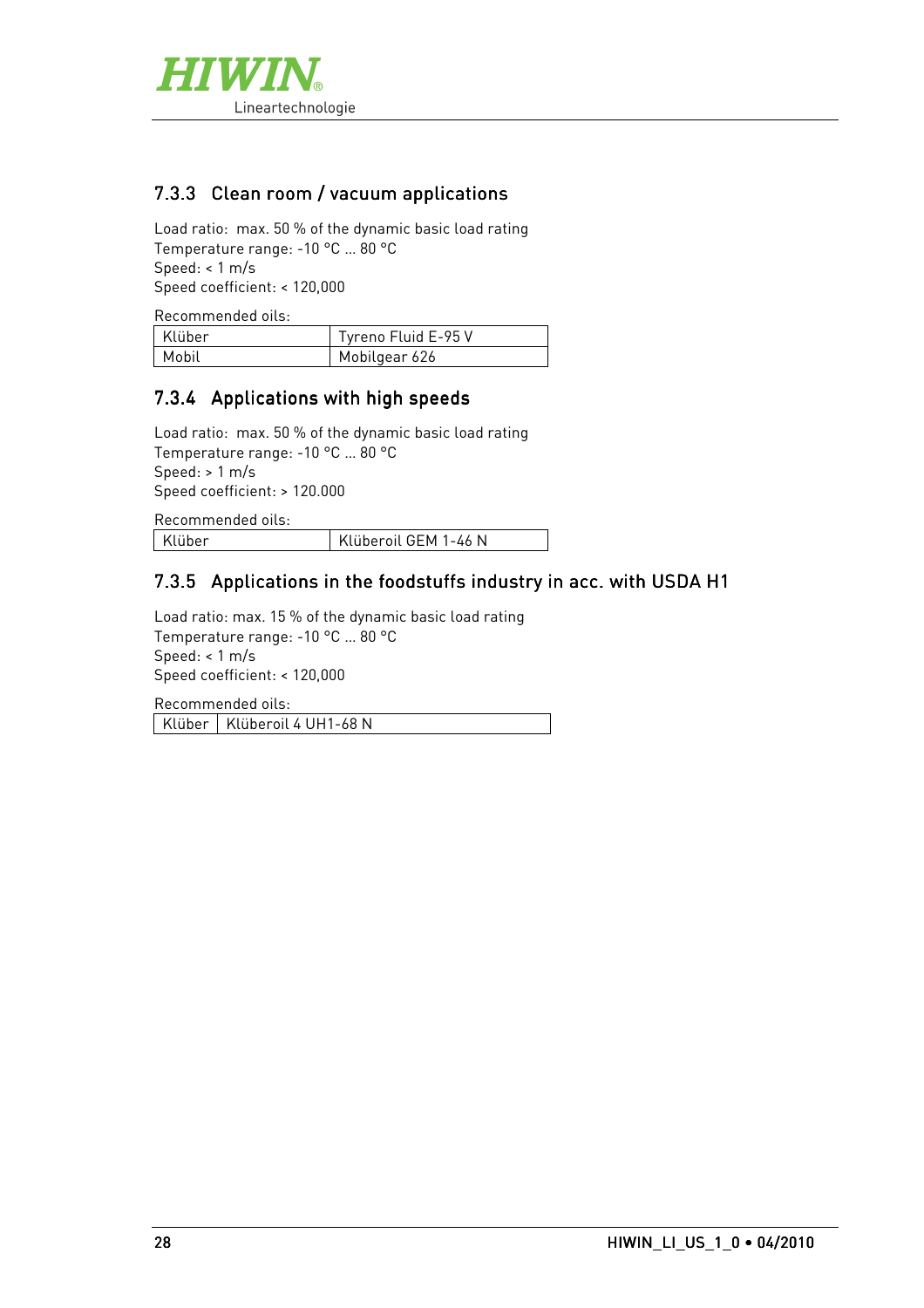### 7.3.3 Clean room / vacuum applications

Load ratio: max. 50 % of the dynamic basic load rating
Temperature range: -10 °C … 80 °C
Speed: < 1 m/s
Speed coefficient: < 120,000

Recommended oils:

| Klüber | Tyreno Fluid E-95 V |
|---|---|
| Mobil | Mobilgear 626 |

### 7.3.4 Applications with high speeds

Load ratio: max. 50 % of the dynamic basic load rating
Temperature range: -10 °C … 80 °C
Speed: > 1 m/s
Speed coefficient: > 120.000

Recommended oils:

| Klüber | Klüberoil GEM 1-46 N |
|---|---|

### 7.3.5 Applications in the foodstuffs industry in acc. with USDA H1

Load ratio: max. 15 % of the dynamic basic load rating
Temperature range: -10 °C … 80 °C
Speed: < 1 m/s
Speed coefficient: < 120,000

Recommended oils:

| Klüber | Klüberoil 4 UH1-68 N |
|---|---|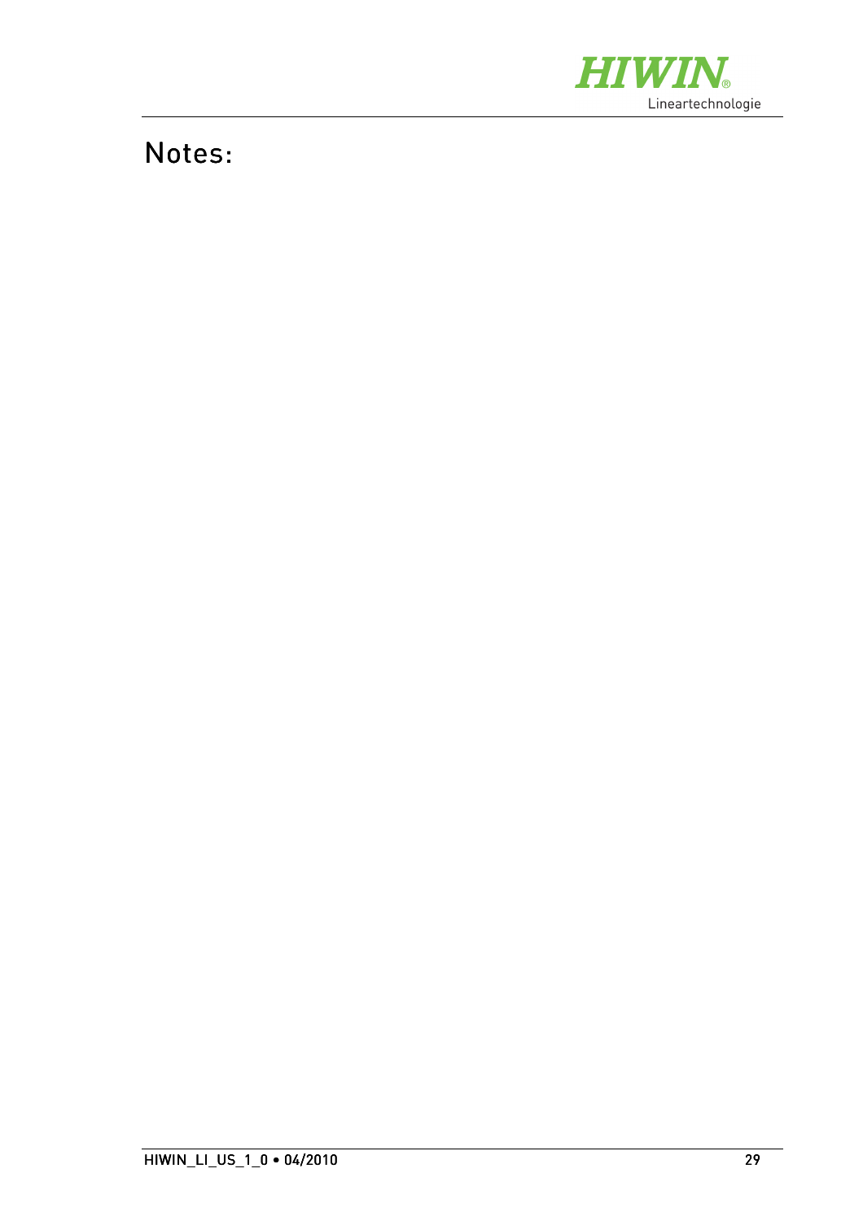# Notes: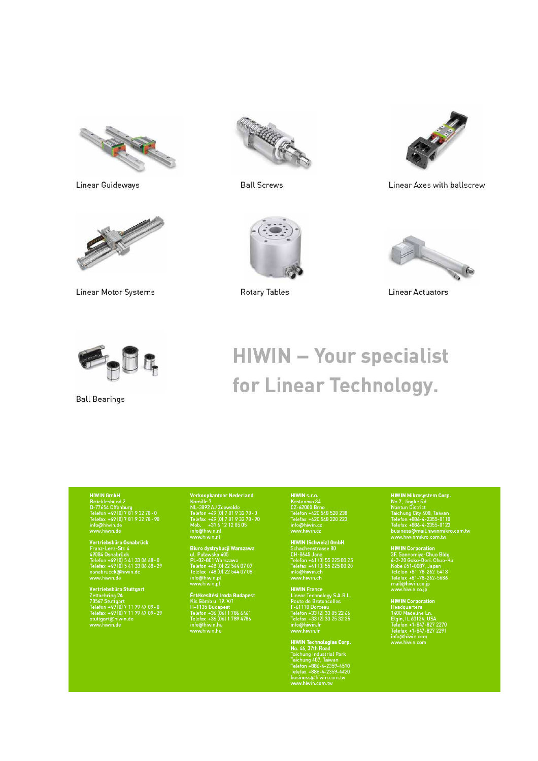Linear Guideways

Ball Screws

Linear Axes with ballscrew

Linear Motor Systems

Rotary Tables

Linear Actuators

Ball Bearings

# HIWIN – Your specialist for Linear Technology.

**HIWIN GmbH**
Brücklesbünd 2
D-77654 Offenburg
Telefon +49 (0) 7 81 9 32 78 - 0
Telefax +49 (0) 7 81 9 32 78 - 90
info@hiwin.de
www.hiwin.de

**Vertriebsbüro Osnabrück**
Franz-Lenz-Str. 4
49084 Osnabrück
Telefon +49 (0) 5 41 33 06 68 - 0
Telefax +49 (0) 5 41 33 06 68 - 29
osnabrueck@hiwin.de
www.hiwin.de

**Vertriebsbüro Stuttgart**
Zettachring 2A
70567 Stuttgart
Telefon +49 (0) 7 11 79 47 09 - 0
Telefax +49 (0) 7 11 79 47 09 - 29
stuttgart@hiwin.de
www.hiwin.de

**Verkoopkantoor Nederland**
Kamille 7
NL-3892 AJ Zeewolde
Telefon +49 (0) 7 81 9 32 78 - 0
Telefax +49 (0) 7 81 9 32 78 - 90
Mob. +31 6 12 12 85 05
info@hiwin.nl
www.hiwin.nl

**Biuro dystrybucji Warszawa**
ul. Puławska 405
PL-02-801 Warszawa
Telefon +48 (0) 22 544 07 07
Telefax +48 (0) 22 544 07 08
info@hiwin.pl
www.hiwin.pl

**Értékesítési Iroda Budapest**
Kis Gömb u. 19. V/1
H-1135 Budapest
Telefon +36 (06) 1 786 6461
Telefax +36 (06) 1 789 4786
info@hiwin.hu
www.hiwin.hu

**HIWIN s.r.o.**
Kastanova 34
CZ-62000 Brno
Telefon +420 548 528 238
Telefax +420 548 220 223
info@hiwin.cz
www.hiwin.cz

**HIWIN (Schweiz) GmbH**
Schachenstrasse 80
CH-8645 Jona
Telefon +41 (0) 55 225 00 25
Telefax +41 (0) 55 225 00 20
info@hiwin.ch
www.hiwin.ch

**HIWIN France**
Linear Technology S.A.R.L.
Route de Bretoncelles
F-61110 Dorceau
Telefon +33 (2) 33 85 22 66
Telefax +33 (2) 33 25 32 35
info@hiwin.fr
www.hiwin.fr

**HIWIN Technologies Corp.**
No. 46, 37th Road
Taichung Industrial Park
Taichung 407, Taiwan
Telefon +886-4-2359-4510
Telefax +886-4-2359-4420
business@hiwin.com.tw
www.hiwin.com.tw

**HIWIN Mikrosystem Corp.**
No.7, Jingke Rd.
Nantun District
Taichung City 408, Taiwan
Telefon +886-4-2355-0110
Telefax +886-4-2355-0123
business@mail.hiwinmikro.com.tw
www.hiwinmikro.com.tw

**HIWIN Corporation**
3F. Sannomiya-Chuo Bldg.
4-2-20 Goko-Dori. Chuo-Ku
Kobe 651-0087, Japan
Telefon +81-78-262-5413
Telefax +81-78-262-5686
mail@hiwin.co.jp
www.hiwin.co.jp

**HIWIN Corporation**
Headquarters
1400 Madeline Ln.
Elgin, IL 60124, USA
Telefon +1-847-827 2270
Telefax +1-847-827 2291
info@hiwin.com
www.hiwin.com